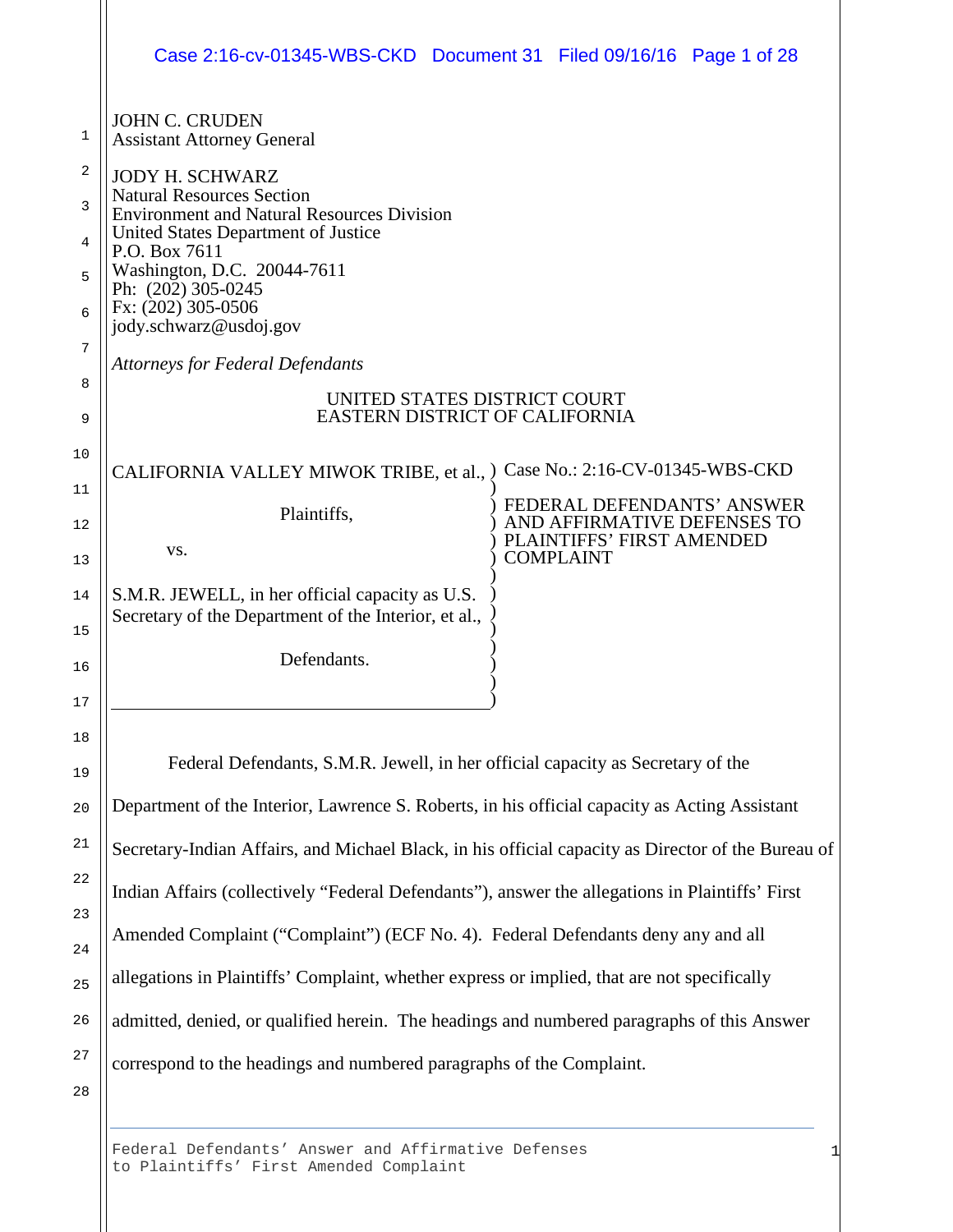JOHN C. CRUDEN
Assistant Attorney General

JODY H. SCHWARZ
Natural Resources Section
Environment and Natural Resources Division
United States Department of Justice
P.O. Box 7611
Washington, D.C. 20044-7611
Ph: (202) 305-0245
Fx: (202) 305-0506
jody.schwarz@usdoj.gov

*Attorneys for Federal Defendants*

UNITED STATES DISTRICT COURT
EASTERN DISTRICT OF CALIFORNIA

| | |
|---|---|
| CALIFORNIA VALLEY MIWOK TRIBE, et al.,<br><br>Plaintiffs,<br><br>vs.<br><br>S.M.R. JEWELL, in her official capacity as U.S. Secretary of the Department of the Interior, et al.,<br><br>Defendants. | Case No.: 2:16-CV-01345-WBS-CKD<br><br>FEDERAL DEFENDANTS' ANSWER AND AFFIRMATIVE DEFENSES TO PLAINTIFFS' FIRST AMENDED COMPLAINT |

Federal Defendants, S.M.R. Jewell, in her official capacity as Secretary of the Department of the Interior, Lawrence S. Roberts, in his official capacity as Acting Assistant Secretary-Indian Affairs, and Michael Black, in his official capacity as Director of the Bureau of Indian Affairs (collectively "Federal Defendants"), answer the allegations in Plaintiffs' First Amended Complaint ("Complaint") (ECF No. 4). Federal Defendants deny any and all allegations in Plaintiffs' Complaint, whether express or implied, that are not specifically admitted, denied, or qualified herein. The headings and numbered paragraphs of this Answer correspond to the headings and numbered paragraphs of the Complaint.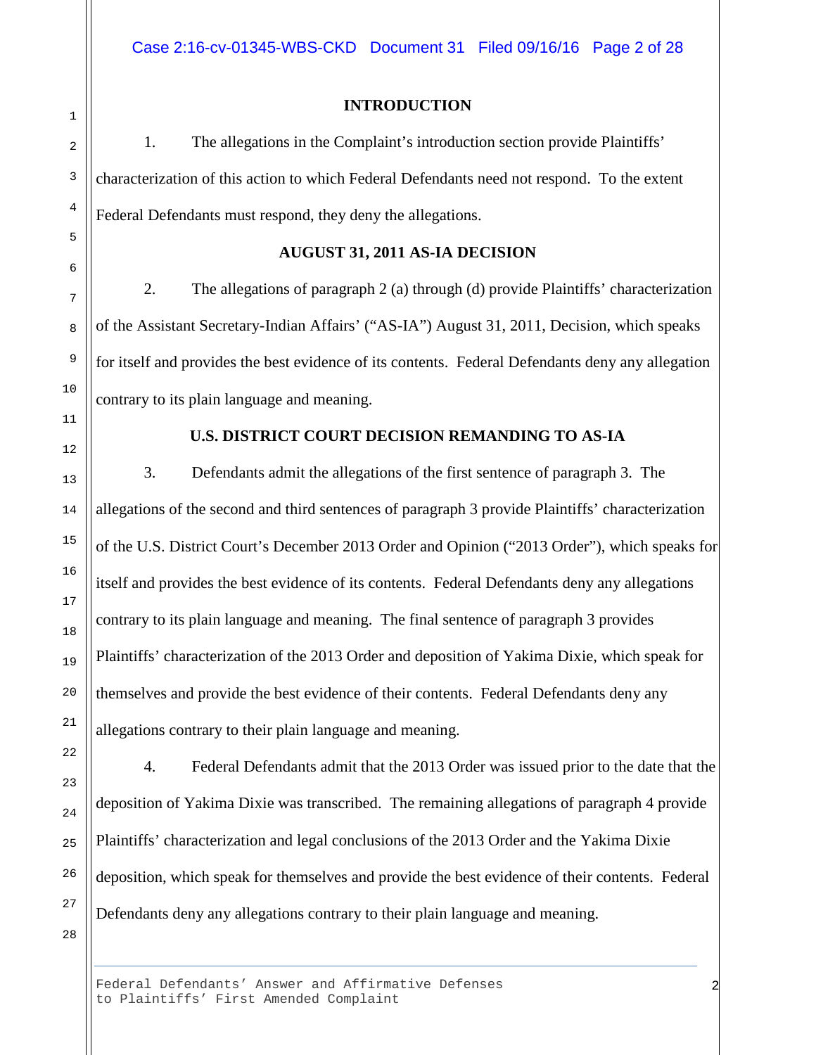## INTRODUCTION

1. The allegations in the Complaint's introduction section provide Plaintiffs' characterization of this action to which Federal Defendants need not respond. To the extent Federal Defendants must respond, they deny the allegations.

## AUGUST 31, 2011 AS-IA DECISION

2. The allegations of paragraph 2 (a) through (d) provide Plaintiffs' characterization of the Assistant Secretary-Indian Affairs' ("AS-IA") August 31, 2011, Decision, which speaks for itself and provides the best evidence of its contents. Federal Defendants deny any allegation contrary to its plain language and meaning.

## U.S. DISTRICT COURT DECISION REMANDING TO AS-IA

3. Defendants admit the allegations of the first sentence of paragraph 3. The allegations of the second and third sentences of paragraph 3 provide Plaintiffs' characterization of the U.S. District Court's December 2013 Order and Opinion ("2013 Order"), which speaks for itself and provides the best evidence of its contents. Federal Defendants deny any allegations contrary to its plain language and meaning. The final sentence of paragraph 3 provides Plaintiffs' characterization of the 2013 Order and deposition of Yakima Dixie, which speak for themselves and provide the best evidence of their contents. Federal Defendants deny any allegations contrary to their plain language and meaning.

4. Federal Defendants admit that the 2013 Order was issued prior to the date that the deposition of Yakima Dixie was transcribed. The remaining allegations of paragraph 4 provide Plaintiffs' characterization and legal conclusions of the 2013 Order and the Yakima Dixie deposition, which speak for themselves and provide the best evidence of their contents. Federal Defendants deny any allegations contrary to their plain language and meaning.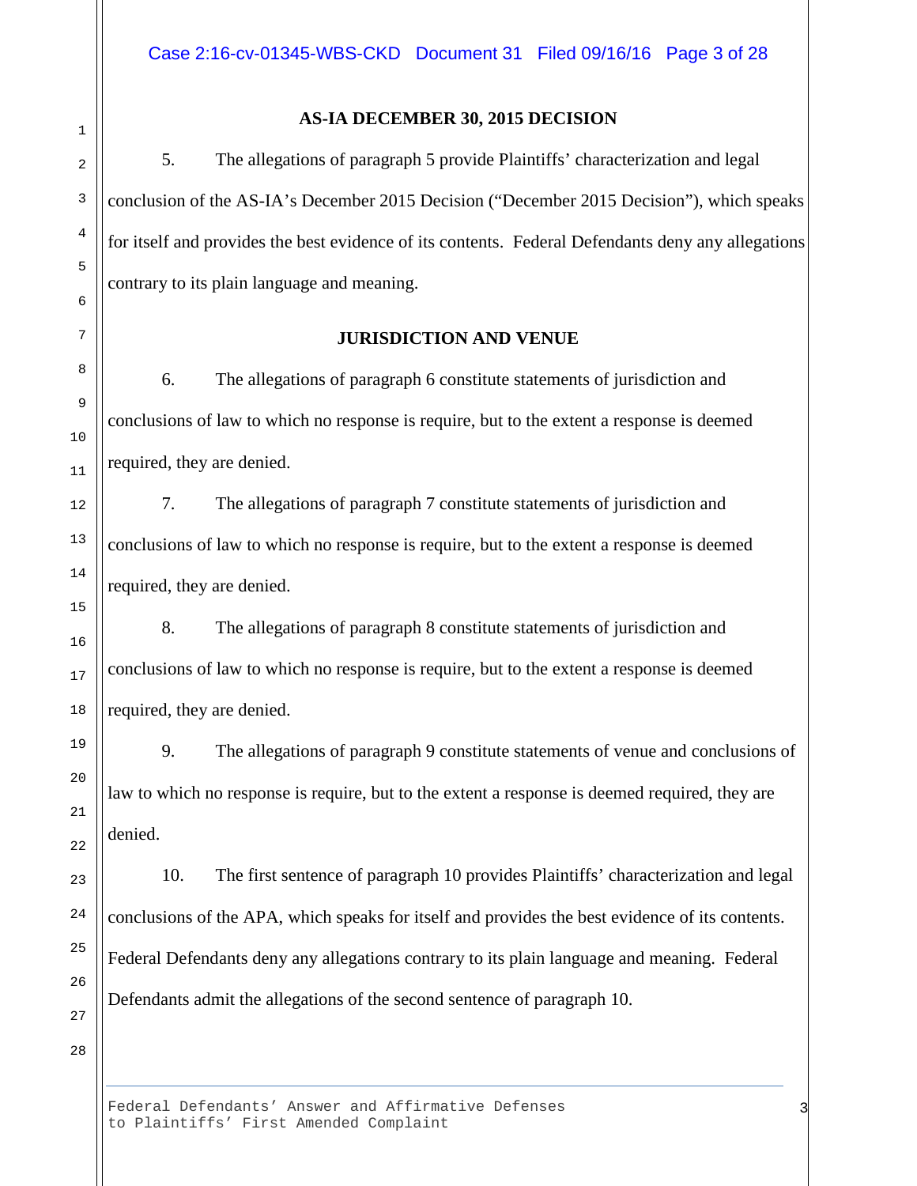## AS-IA DECEMBER 30, 2015 DECISION

5. The allegations of paragraph 5 provide Plaintiffs' characterization and legal conclusion of the AS-IA's December 2015 Decision ("December 2015 Decision"), which speaks for itself and provides the best evidence of its contents. Federal Defendants deny any allegations contrary to its plain language and meaning.

## JURISDICTION AND VENUE

6. The allegations of paragraph 6 constitute statements of jurisdiction and conclusions of law to which no response is require, but to the extent a response is deemed required, they are denied.

7. The allegations of paragraph 7 constitute statements of jurisdiction and conclusions of law to which no response is require, but to the extent a response is deemed required, they are denied.

8. The allegations of paragraph 8 constitute statements of jurisdiction and conclusions of law to which no response is require, but to the extent a response is deemed required, they are denied.

9. The allegations of paragraph 9 constitute statements of venue and conclusions of law to which no response is require, but to the extent a response is deemed required, they are denied.

10. The first sentence of paragraph 10 provides Plaintiffs' characterization and legal conclusions of the APA, which speaks for itself and provides the best evidence of its contents. Federal Defendants deny any allegations contrary to its plain language and meaning. Federal Defendants admit the allegations of the second sentence of paragraph 10.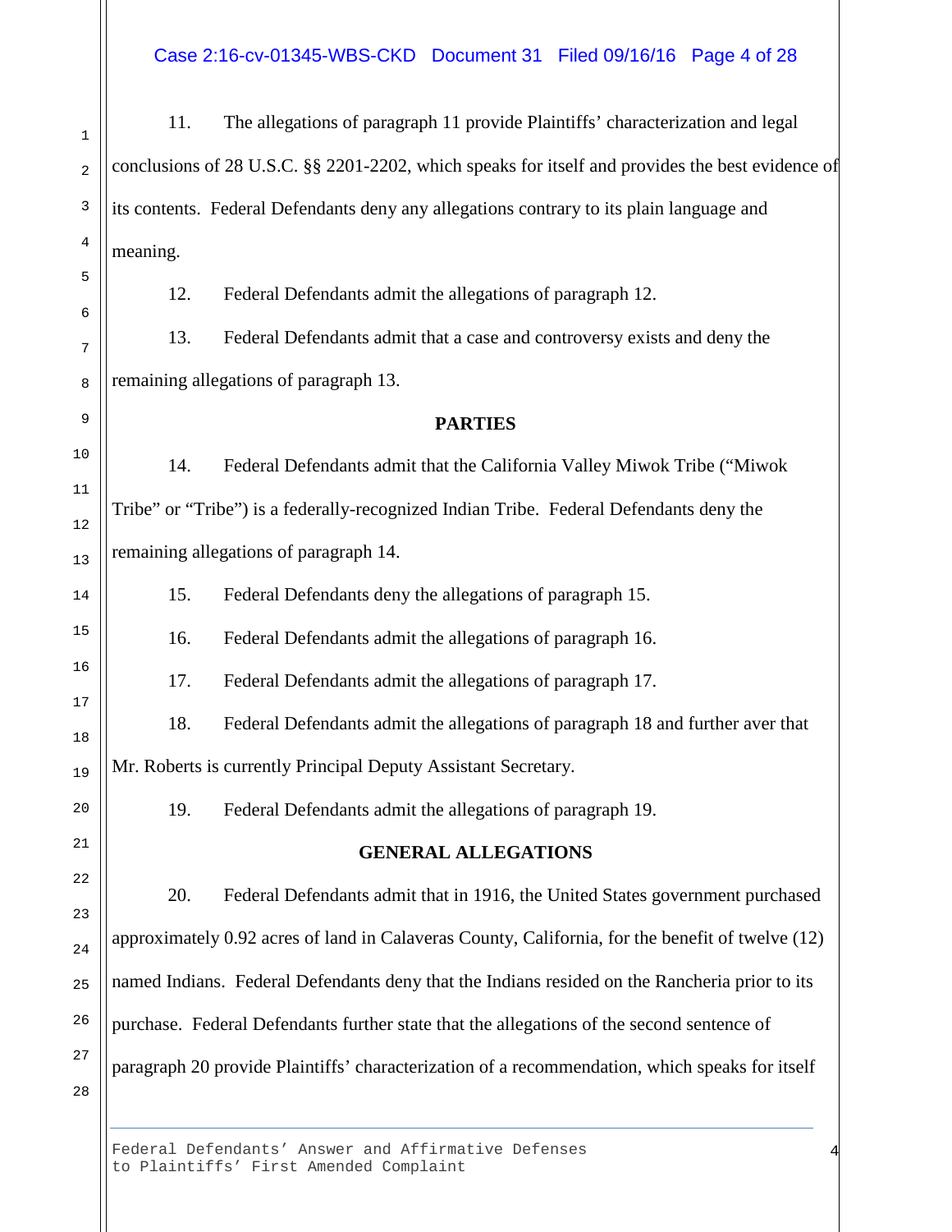11. The allegations of paragraph 11 provide Plaintiffs' characterization and legal conclusions of 28 U.S.C. §§ 2201-2202, which speaks for itself and provides the best evidence of its contents. Federal Defendants deny any allegations contrary to its plain language and meaning.

12. Federal Defendants admit the allegations of paragraph 12.

13. Federal Defendants admit that a case and controversy exists and deny the remaining allegations of paragraph 13.

**PARTIES**

14. Federal Defendants admit that the California Valley Miwok Tribe ("Miwok Tribe" or "Tribe") is a federally-recognized Indian Tribe. Federal Defendants deny the remaining allegations of paragraph 14.

15. Federal Defendants deny the allegations of paragraph 15.

16. Federal Defendants admit the allegations of paragraph 16.

17. Federal Defendants admit the allegations of paragraph 17.

18. Federal Defendants admit the allegations of paragraph 18 and further aver that Mr. Roberts is currently Principal Deputy Assistant Secretary.

19. Federal Defendants admit the allegations of paragraph 19.

**GENERAL ALLEGATIONS**

20. Federal Defendants admit that in 1916, the United States government purchased approximately 0.92 acres of land in Calaveras County, California, for the benefit of twelve (12) named Indians. Federal Defendants deny that the Indians resided on the Rancheria prior to its purchase. Federal Defendants further state that the allegations of the second sentence of paragraph 20 provide Plaintiffs' characterization of a recommendation, which speaks for itself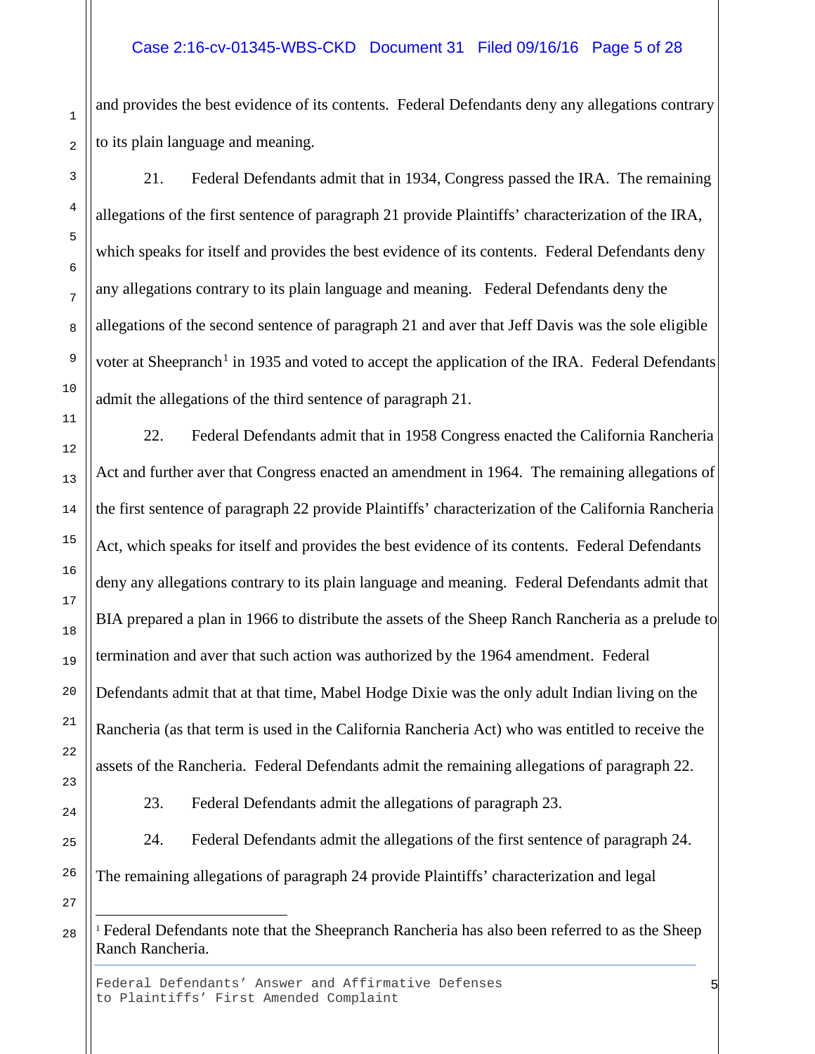and provides the best evidence of its contents. Federal Defendants deny any allegations contrary to its plain language and meaning.

21. Federal Defendants admit that in 1934, Congress passed the IRA. The remaining allegations of the first sentence of paragraph 21 provide Plaintiffs' characterization of the IRA, which speaks for itself and provides the best evidence of its contents. Federal Defendants deny any allegations contrary to its plain language and meaning. Federal Defendants deny the allegations of the second sentence of paragraph 21 and aver that Jeff Davis was the sole eligible voter at Sheepranch[1] in 1935 and voted to accept the application of the IRA. Federal Defendants admit the allegations of the third sentence of paragraph 21.

22. Federal Defendants admit that in 1958 Congress enacted the California Rancheria Act and further aver that Congress enacted an amendment in 1964. The remaining allegations of the first sentence of paragraph 22 provide Plaintiffs' characterization of the California Rancheria Act, which speaks for itself and provides the best evidence of its contents. Federal Defendants deny any allegations contrary to its plain language and meaning. Federal Defendants admit that BIA prepared a plan in 1966 to distribute the assets of the Sheep Ranch Rancheria as a prelude to termination and aver that such action was authorized by the 1964 amendment. Federal Defendants admit that at that time, Mabel Hodge Dixie was the only adult Indian living on the Rancheria (as that term is used in the California Rancheria Act) who was entitled to receive the assets of the Rancheria. Federal Defendants admit the remaining allegations of paragraph 22.

23. Federal Defendants admit the allegations of paragraph 23.

24. Federal Defendants admit the allegations of the first sentence of paragraph 24. The remaining allegations of paragraph 24 provide Plaintiffs' characterization and legal

---

[1] Federal Defendants note that the Sheepranch Rancheria has also been referred to as the Sheep Ranch Rancheria.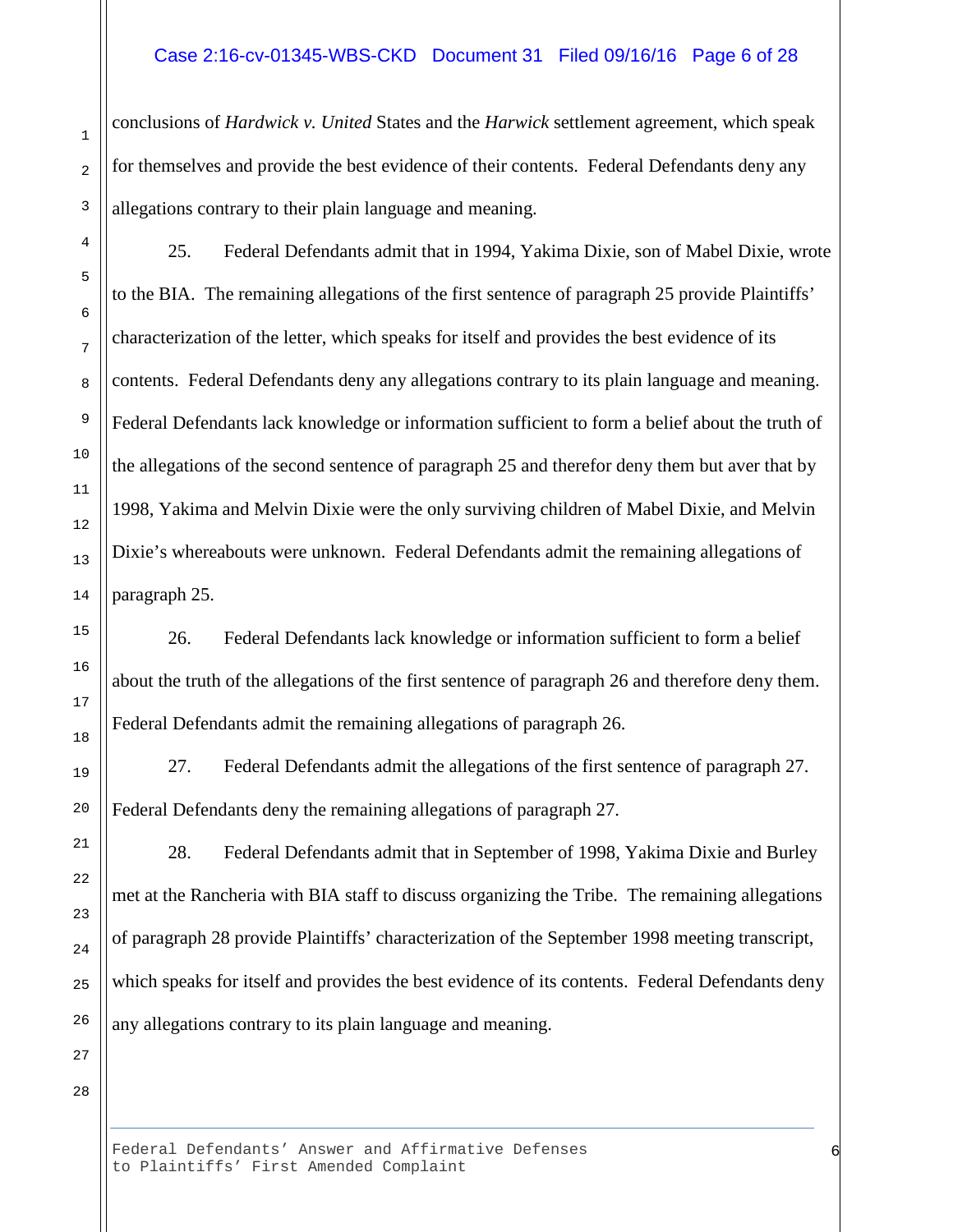conclusions of *Hardwick v. United* States and the *Harwick* settlement agreement, which speak for themselves and provide the best evidence of their contents. Federal Defendants deny any allegations contrary to their plain language and meaning.

25. Federal Defendants admit that in 1994, Yakima Dixie, son of Mabel Dixie, wrote to the BIA. The remaining allegations of the first sentence of paragraph 25 provide Plaintiffs' characterization of the letter, which speaks for itself and provides the best evidence of its contents. Federal Defendants deny any allegations contrary to its plain language and meaning. Federal Defendants lack knowledge or information sufficient to form a belief about the truth of the allegations of the second sentence of paragraph 25 and therefor deny them but aver that by 1998, Yakima and Melvin Dixie were the only surviving children of Mabel Dixie, and Melvin Dixie's whereabouts were unknown. Federal Defendants admit the remaining allegations of paragraph 25.

26. Federal Defendants lack knowledge or information sufficient to form a belief about the truth of the allegations of the first sentence of paragraph 26 and therefore deny them. Federal Defendants admit the remaining allegations of paragraph 26.

27. Federal Defendants admit the allegations of the first sentence of paragraph 27. Federal Defendants deny the remaining allegations of paragraph 27.

28. Federal Defendants admit that in September of 1998, Yakima Dixie and Burley met at the Rancheria with BIA staff to discuss organizing the Tribe. The remaining allegations of paragraph 28 provide Plaintiffs' characterization of the September 1998 meeting transcript, which speaks for itself and provides the best evidence of its contents. Federal Defendants deny any allegations contrary to its plain language and meaning.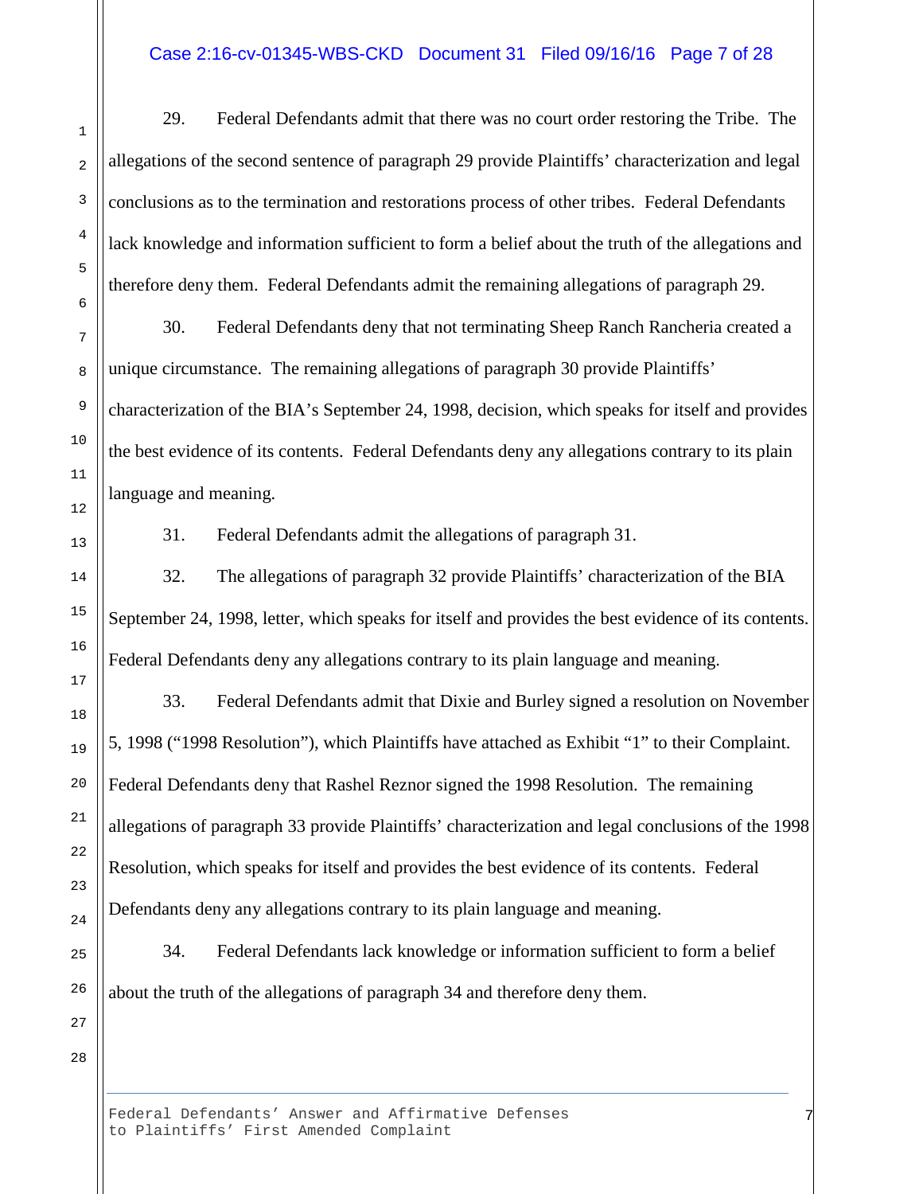29. Federal Defendants admit that there was no court order restoring the Tribe. The allegations of the second sentence of paragraph 29 provide Plaintiffs' characterization and legal conclusions as to the termination and restorations process of other tribes. Federal Defendants lack knowledge and information sufficient to form a belief about the truth of the allegations and therefore deny them. Federal Defendants admit the remaining allegations of paragraph 29.

30. Federal Defendants deny that not terminating Sheep Ranch Rancheria created a unique circumstance. The remaining allegations of paragraph 30 provide Plaintiffs' characterization of the BIA's September 24, 1998, decision, which speaks for itself and provides the best evidence of its contents. Federal Defendants deny any allegations contrary to its plain language and meaning.

31. Federal Defendants admit the allegations of paragraph 31.

32. The allegations of paragraph 32 provide Plaintiffs' characterization of the BIA September 24, 1998, letter, which speaks for itself and provides the best evidence of its contents. Federal Defendants deny any allegations contrary to its plain language and meaning.

33. Federal Defendants admit that Dixie and Burley signed a resolution on November 5, 1998 ("1998 Resolution"), which Plaintiffs have attached as Exhibit "1" to their Complaint. Federal Defendants deny that Rashel Reznor signed the 1998 Resolution. The remaining allegations of paragraph 33 provide Plaintiffs' characterization and legal conclusions of the 1998 Resolution, which speaks for itself and provides the best evidence of its contents. Federal Defendants deny any allegations contrary to its plain language and meaning.

34. Federal Defendants lack knowledge or information sufficient to form a belief about the truth of the allegations of paragraph 34 and therefore deny them.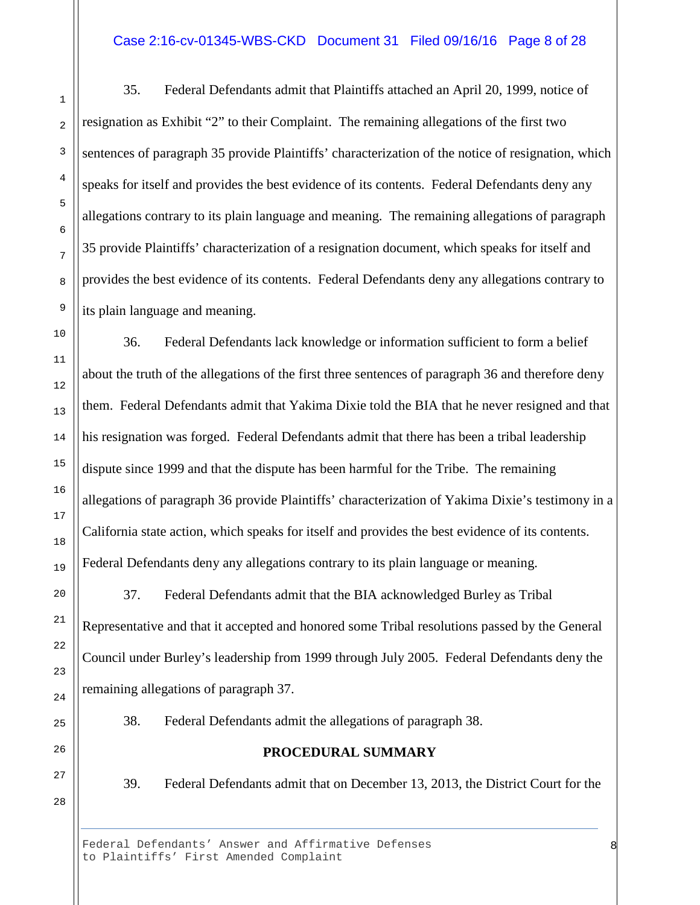35. Federal Defendants admit that Plaintiffs attached an April 20, 1999, notice of resignation as Exhibit "2" to their Complaint. The remaining allegations of the first two sentences of paragraph 35 provide Plaintiffs' characterization of the notice of resignation, which speaks for itself and provides the best evidence of its contents. Federal Defendants deny any allegations contrary to its plain language and meaning. The remaining allegations of paragraph 35 provide Plaintiffs' characterization of a resignation document, which speaks for itself and provides the best evidence of its contents. Federal Defendants deny any allegations contrary to its plain language and meaning.

36. Federal Defendants lack knowledge or information sufficient to form a belief about the truth of the allegations of the first three sentences of paragraph 36 and therefore deny them. Federal Defendants admit that Yakima Dixie told the BIA that he never resigned and that his resignation was forged. Federal Defendants admit that there has been a tribal leadership dispute since 1999 and that the dispute has been harmful for the Tribe. The remaining allegations of paragraph 36 provide Plaintiffs' characterization of Yakima Dixie's testimony in a California state action, which speaks for itself and provides the best evidence of its contents. Federal Defendants deny any allegations contrary to its plain language or meaning.

37. Federal Defendants admit that the BIA acknowledged Burley as Tribal Representative and that it accepted and honored some Tribal resolutions passed by the General Council under Burley's leadership from 1999 through July 2005. Federal Defendants deny the remaining allegations of paragraph 37.

38. Federal Defendants admit the allegations of paragraph 38.

**PROCEDURAL SUMMARY**

39. Federal Defendants admit that on December 13, 2013, the District Court for the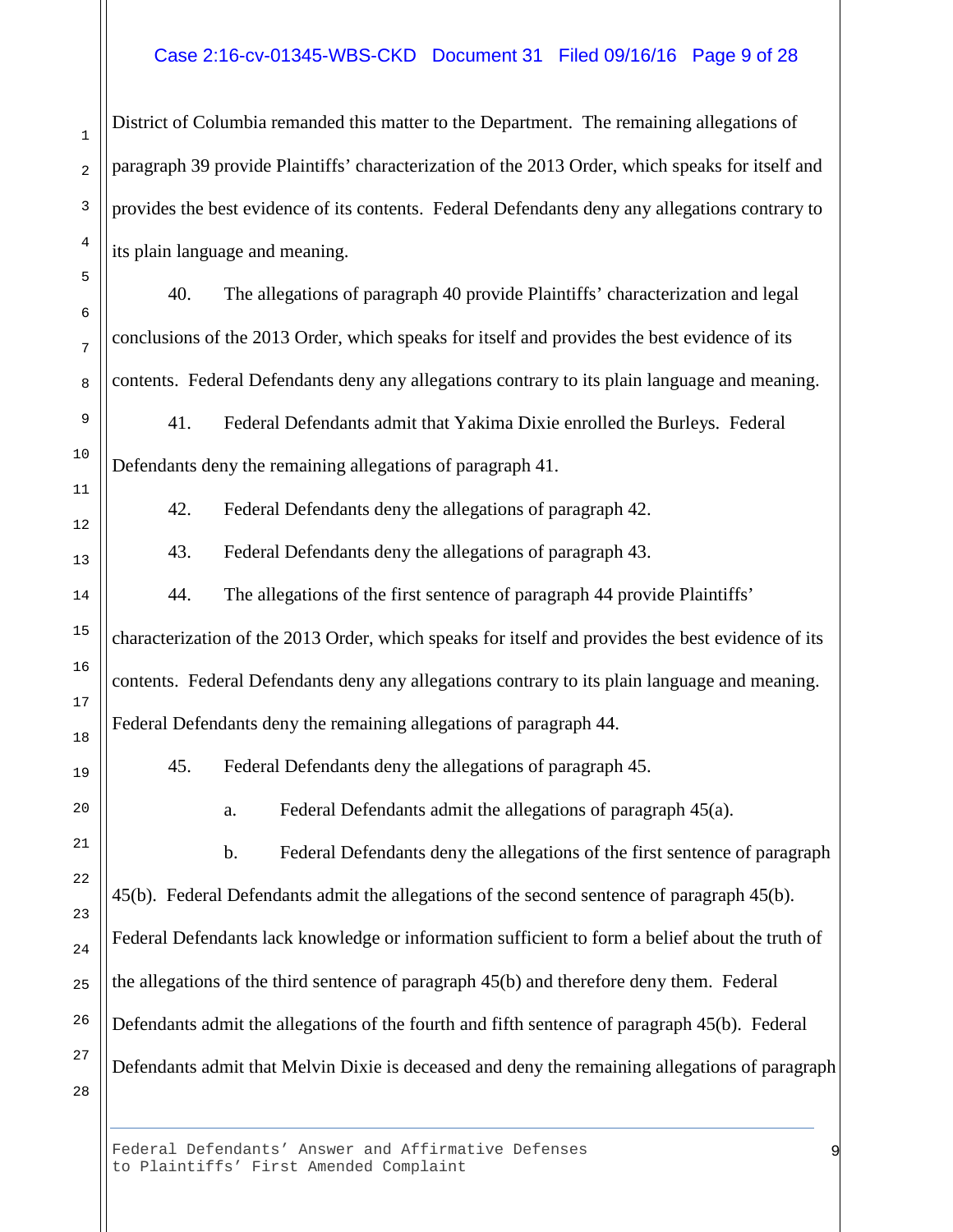District of Columbia remanded this matter to the Department. The remaining allegations of paragraph 39 provide Plaintiffs' characterization of the 2013 Order, which speaks for itself and provides the best evidence of its contents. Federal Defendants deny any allegations contrary to its plain language and meaning.

40. The allegations of paragraph 40 provide Plaintiffs' characterization and legal conclusions of the 2013 Order, which speaks for itself and provides the best evidence of its contents. Federal Defendants deny any allegations contrary to its plain language and meaning.

41. Federal Defendants admit that Yakima Dixie enrolled the Burleys. Federal Defendants deny the remaining allegations of paragraph 41.

42. Federal Defendants deny the allegations of paragraph 42.

43. Federal Defendants deny the allegations of paragraph 43.

44. The allegations of the first sentence of paragraph 44 provide Plaintiffs' characterization of the 2013 Order, which speaks for itself and provides the best evidence of its contents. Federal Defendants deny any allegations contrary to its plain language and meaning. Federal Defendants deny the remaining allegations of paragraph 44.

45. Federal Defendants deny the allegations of paragraph 45.

a. Federal Defendants admit the allegations of paragraph 45(a).

b. Federal Defendants deny the allegations of the first sentence of paragraph 45(b). Federal Defendants admit the allegations of the second sentence of paragraph 45(b). Federal Defendants lack knowledge or information sufficient to form a belief about the truth of the allegations of the third sentence of paragraph 45(b) and therefore deny them. Federal Defendants admit the allegations of the fourth and fifth sentence of paragraph 45(b). Federal Defendants admit that Melvin Dixie is deceased and deny the remaining allegations of paragraph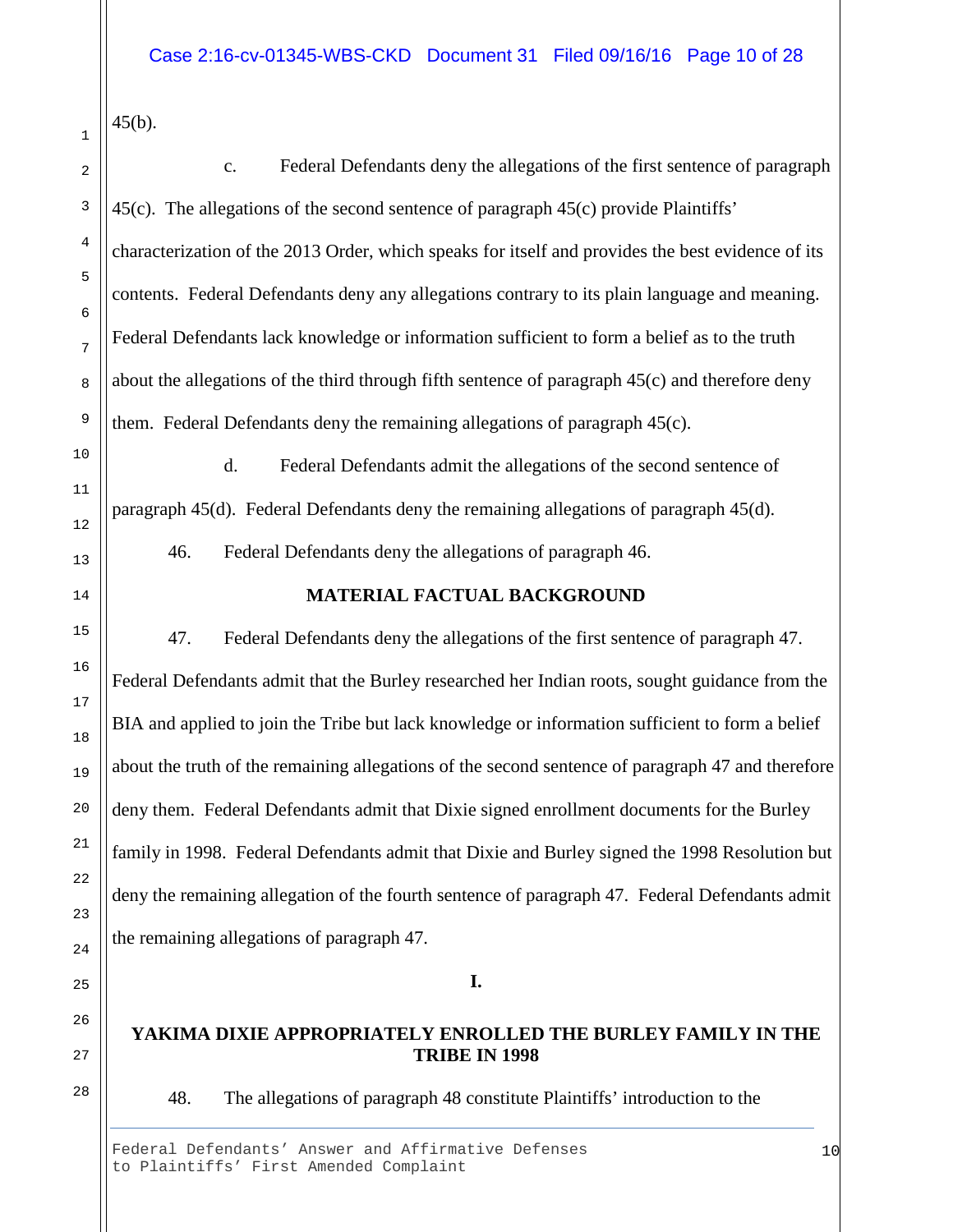45(b).

c. Federal Defendants deny the allegations of the first sentence of paragraph 45(c). The allegations of the second sentence of paragraph 45(c) provide Plaintiffs' characterization of the 2013 Order, which speaks for itself and provides the best evidence of its contents. Federal Defendants deny any allegations contrary to its plain language and meaning. Federal Defendants lack knowledge or information sufficient to form a belief as to the truth about the allegations of the third through fifth sentence of paragraph 45(c) and therefore deny them. Federal Defendants deny the remaining allegations of paragraph 45(c).

d. Federal Defendants admit the allegations of the second sentence of paragraph 45(d). Federal Defendants deny the remaining allegations of paragraph 45(d).

46. Federal Defendants deny the allegations of paragraph 46.

## MATERIAL FACTUAL BACKGROUND

47. Federal Defendants deny the allegations of the first sentence of paragraph 47. Federal Defendants admit that the Burley researched her Indian roots, sought guidance from the BIA and applied to join the Tribe but lack knowledge or information sufficient to form a belief about the truth of the remaining allegations of the second sentence of paragraph 47 and therefore deny them. Federal Defendants admit that Dixie signed enrollment documents for the Burley family in 1998. Federal Defendants admit that Dixie and Burley signed the 1998 Resolution but deny the remaining allegation of the fourth sentence of paragraph 47. Federal Defendants admit the remaining allegations of paragraph 47.

## I.

## YAKIMA DIXIE APPROPRIATELY ENROLLED THE BURLEY FAMILY IN THE TRIBE IN 1998

48. The allegations of paragraph 48 constitute Plaintiffs' introduction to the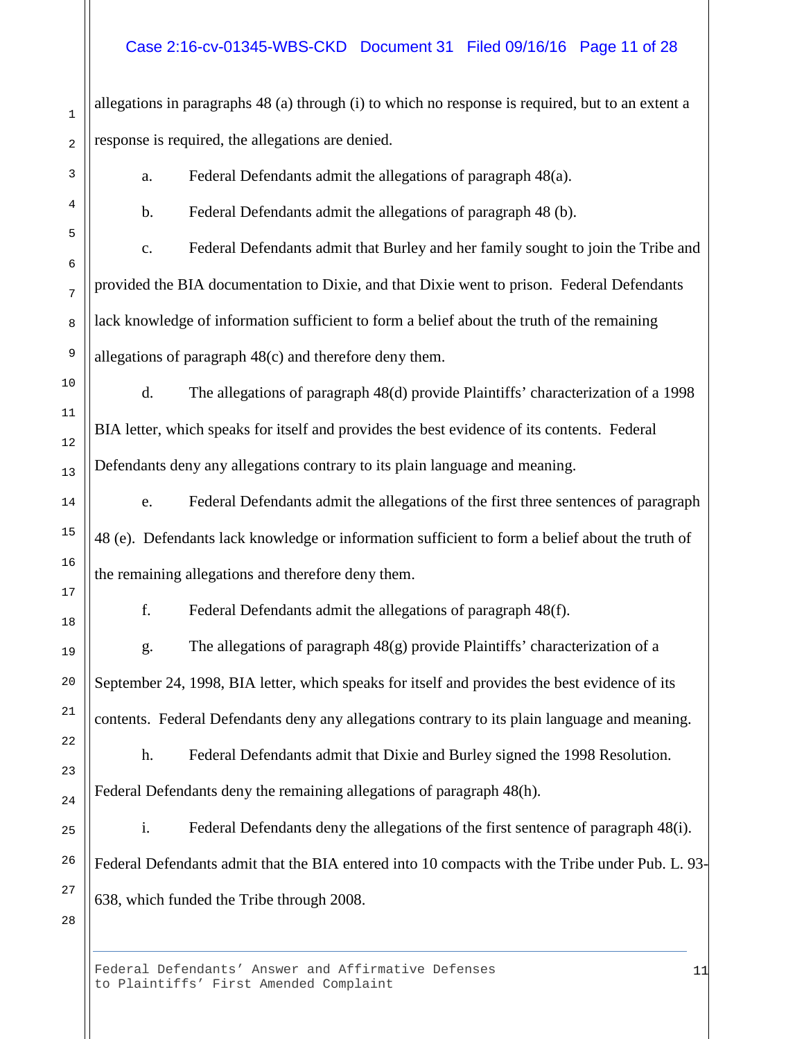allegations in paragraphs 48 (a) through (i) to which no response is required, but to an extent a response is required, the allegations are denied.

a. Federal Defendants admit the allegations of paragraph 48(a).

b. Federal Defendants admit the allegations of paragraph 48 (b).

c. Federal Defendants admit that Burley and her family sought to join the Tribe and provided the BIA documentation to Dixie, and that Dixie went to prison. Federal Defendants lack knowledge of information sufficient to form a belief about the truth of the remaining allegations of paragraph 48(c) and therefore deny them.

d. The allegations of paragraph 48(d) provide Plaintiffs' characterization of a 1998 BIA letter, which speaks for itself and provides the best evidence of its contents. Federal Defendants deny any allegations contrary to its plain language and meaning.

e. Federal Defendants admit the allegations of the first three sentences of paragraph 48 (e). Defendants lack knowledge or information sufficient to form a belief about the truth of the remaining allegations and therefore deny them.

f. Federal Defendants admit the allegations of paragraph 48(f).

g. The allegations of paragraph 48(g) provide Plaintiffs' characterization of a September 24, 1998, BIA letter, which speaks for itself and provides the best evidence of its contents. Federal Defendants deny any allegations contrary to its plain language and meaning.

h. Federal Defendants admit that Dixie and Burley signed the 1998 Resolution. Federal Defendants deny the remaining allegations of paragraph 48(h).

i. Federal Defendants deny the allegations of the first sentence of paragraph 48(i). Federal Defendants admit that the BIA entered into 10 compacts with the Tribe under Pub. L. 93-638, which funded the Tribe through 2008.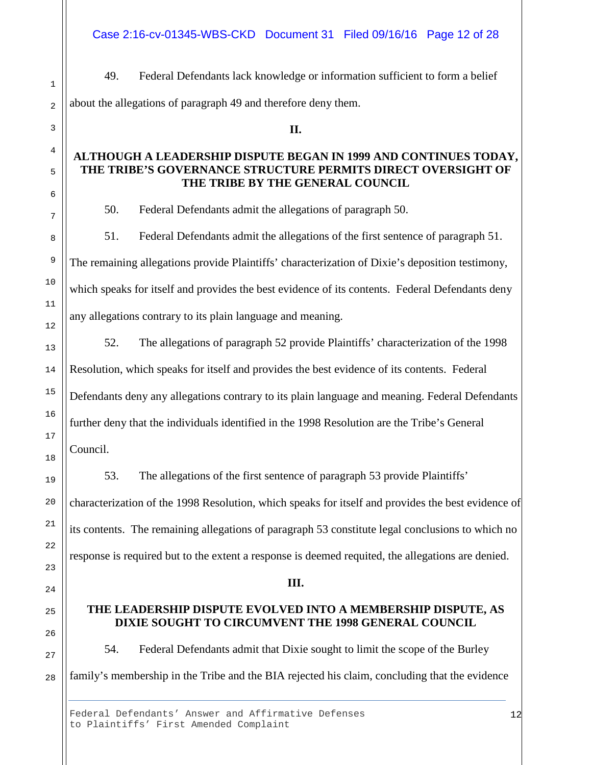49. Federal Defendants lack knowledge or information sufficient to form a belief about the allegations of paragraph 49 and therefore deny them.

## II.

## ALTHOUGH A LEADERSHIP DISPUTE BEGAN IN 1999 AND CONTINUES TODAY, THE TRIBE'S GOVERNANCE STRUCTURE PERMITS DIRECT OVERSIGHT OF THE TRIBE BY THE GENERAL COUNCIL

50. Federal Defendants admit the allegations of paragraph 50.

51. Federal Defendants admit the allegations of the first sentence of paragraph 51. The remaining allegations provide Plaintiffs' characterization of Dixie's deposition testimony, which speaks for itself and provides the best evidence of its contents. Federal Defendants deny any allegations contrary to its plain language and meaning.

52. The allegations of paragraph 52 provide Plaintiffs' characterization of the 1998 Resolution, which speaks for itself and provides the best evidence of its contents. Federal Defendants deny any allegations contrary to its plain language and meaning. Federal Defendants further deny that the individuals identified in the 1998 Resolution are the Tribe's General Council.

53. The allegations of the first sentence of paragraph 53 provide Plaintiffs' characterization of the 1998 Resolution, which speaks for itself and provides the best evidence of its contents. The remaining allegations of paragraph 53 constitute legal conclusions to which no response is required but to the extent a response is deemed requited, the allegations are denied.

## III.

## THE LEADERSHIP DISPUTE EVOLVED INTO A MEMBERSHIP DISPUTE, AS DIXIE SOUGHT TO CIRCUMVENT THE 1998 GENERAL COUNCIL

54. Federal Defendants admit that Dixie sought to limit the scope of the Burley family's membership in the Tribe and the BIA rejected his claim, concluding that the evidence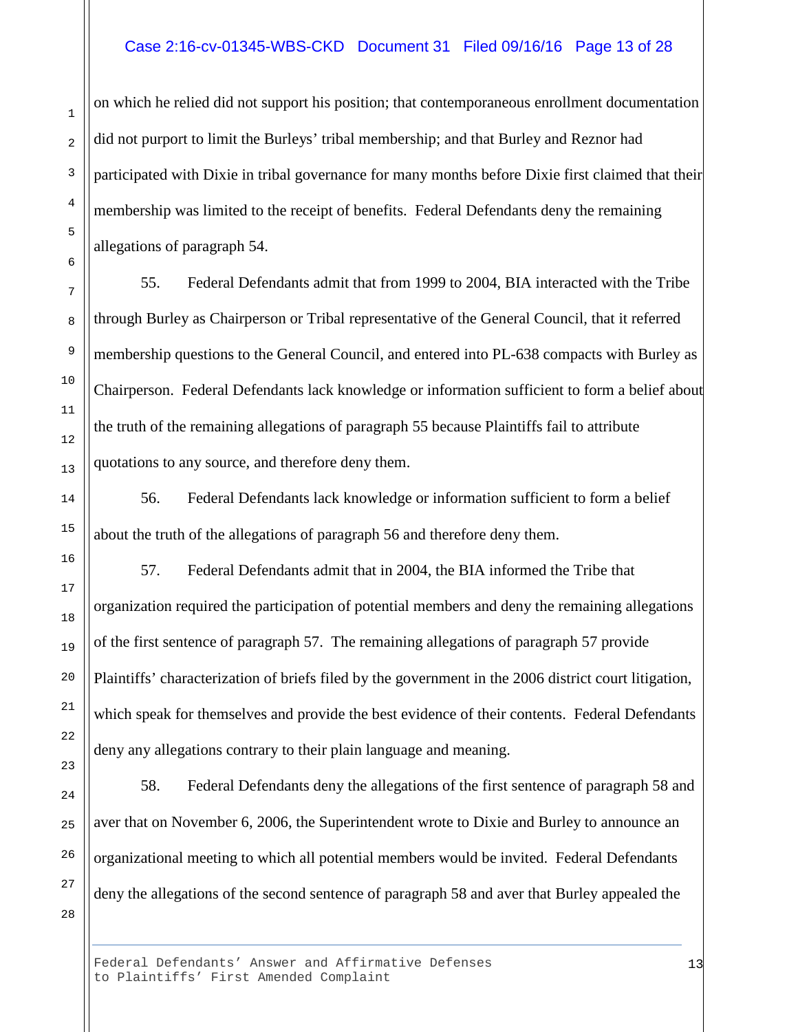on which he relied did not support his position; that contemporaneous enrollment documentation did not purport to limit the Burleys' tribal membership; and that Burley and Reznor had participated with Dixie in tribal governance for many months before Dixie first claimed that their membership was limited to the receipt of benefits. Federal Defendants deny the remaining allegations of paragraph 54.

55. Federal Defendants admit that from 1999 to 2004, BIA interacted with the Tribe through Burley as Chairperson or Tribal representative of the General Council, that it referred membership questions to the General Council, and entered into PL-638 compacts with Burley as Chairperson. Federal Defendants lack knowledge or information sufficient to form a belief about the truth of the remaining allegations of paragraph 55 because Plaintiffs fail to attribute quotations to any source, and therefore deny them.

56. Federal Defendants lack knowledge or information sufficient to form a belief about the truth of the allegations of paragraph 56 and therefore deny them.

57. Federal Defendants admit that in 2004, the BIA informed the Tribe that organization required the participation of potential members and deny the remaining allegations of the first sentence of paragraph 57. The remaining allegations of paragraph 57 provide Plaintiffs' characterization of briefs filed by the government in the 2006 district court litigation, which speak for themselves and provide the best evidence of their contents. Federal Defendants deny any allegations contrary to their plain language and meaning.

58. Federal Defendants deny the allegations of the first sentence of paragraph 58 and aver that on November 6, 2006, the Superintendent wrote to Dixie and Burley to announce an organizational meeting to which all potential members would be invited. Federal Defendants deny the allegations of the second sentence of paragraph 58 and aver that Burley appealed the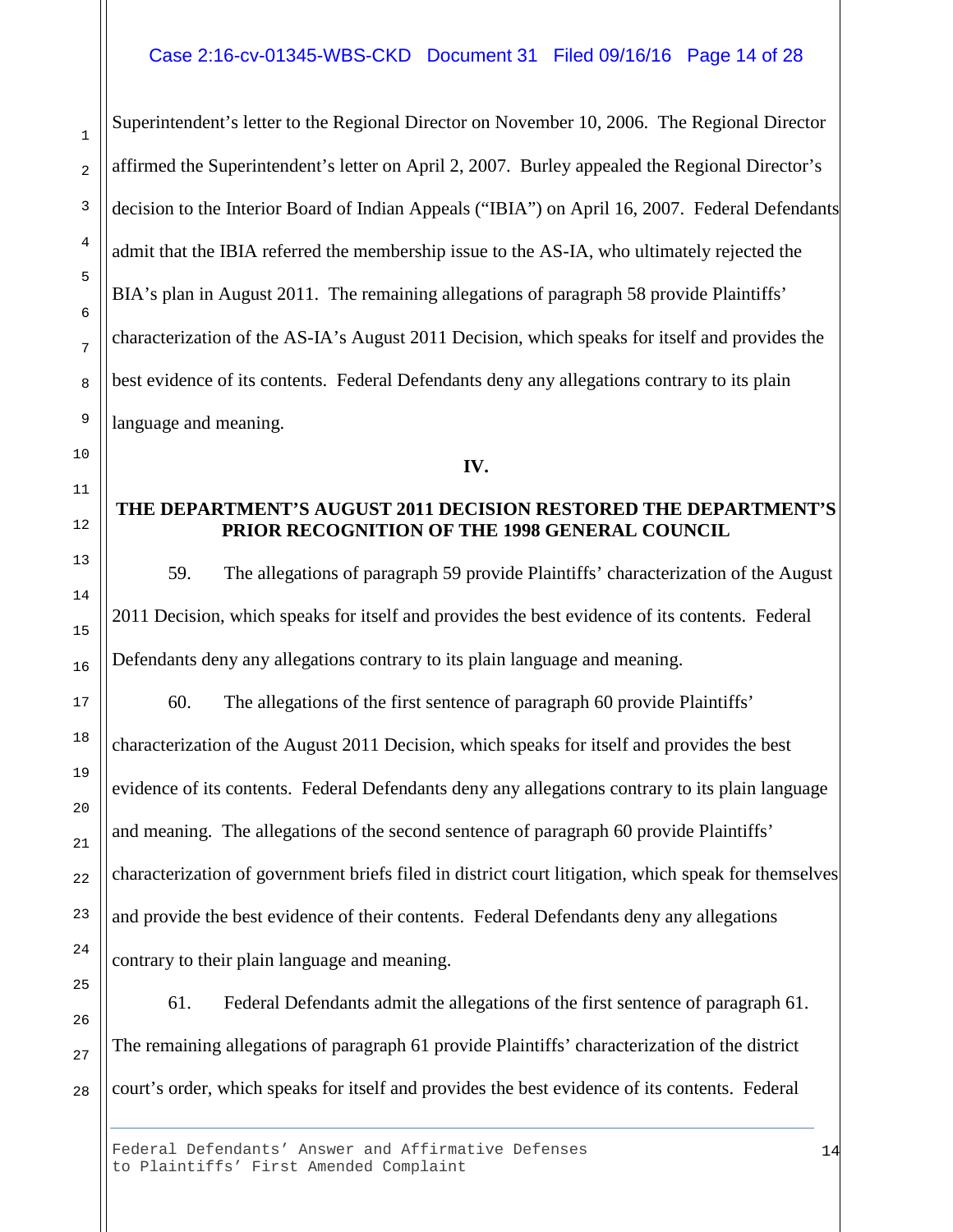Superintendent's letter to the Regional Director on November 10, 2006. The Regional Director affirmed the Superintendent's letter on April 2, 2007. Burley appealed the Regional Director's decision to the Interior Board of Indian Appeals ("IBIA") on April 16, 2007. Federal Defendants admit that the IBIA referred the membership issue to the AS-IA, who ultimately rejected the BIA's plan in August 2011. The remaining allegations of paragraph 58 provide Plaintiffs' characterization of the AS-IA's August 2011 Decision, which speaks for itself and provides the best evidence of its contents. Federal Defendants deny any allegations contrary to its plain language and meaning.

## IV.

## THE DEPARTMENT'S AUGUST 2011 DECISION RESTORED THE DEPARTMENT'S PRIOR RECOGNITION OF THE 1998 GENERAL COUNCIL

59. The allegations of paragraph 59 provide Plaintiffs' characterization of the August 2011 Decision, which speaks for itself and provides the best evidence of its contents. Federal Defendants deny any allegations contrary to its plain language and meaning.

60. The allegations of the first sentence of paragraph 60 provide Plaintiffs' characterization of the August 2011 Decision, which speaks for itself and provides the best evidence of its contents. Federal Defendants deny any allegations contrary to its plain language and meaning. The allegations of the second sentence of paragraph 60 provide Plaintiffs' characterization of government briefs filed in district court litigation, which speak for themselves and provide the best evidence of their contents. Federal Defendants deny any allegations contrary to their plain language and meaning.

61. Federal Defendants admit the allegations of the first sentence of paragraph 61. The remaining allegations of paragraph 61 provide Plaintiffs' characterization of the district court's order, which speaks for itself and provides the best evidence of its contents. Federal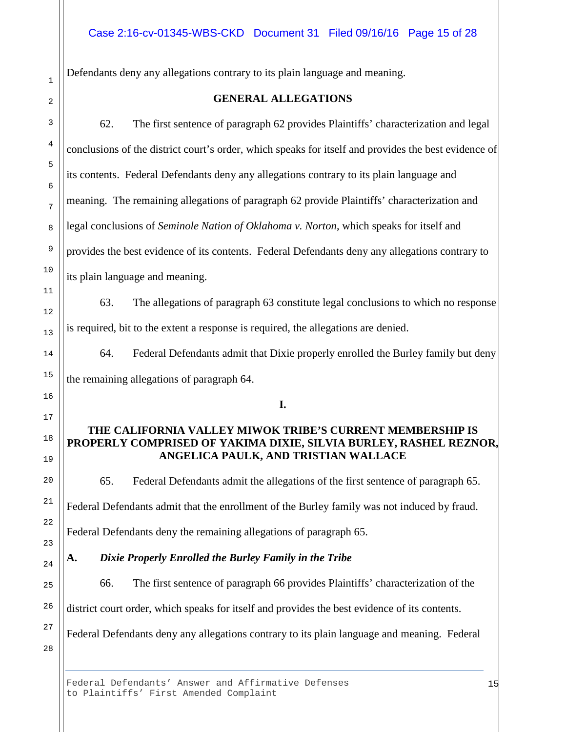Defendants deny any allegations contrary to its plain language and meaning.

## GENERAL ALLEGATIONS

62. The first sentence of paragraph 62 provides Plaintiffs' characterization and legal conclusions of the district court's order, which speaks for itself and provides the best evidence of its contents. Federal Defendants deny any allegations contrary to its plain language and meaning. The remaining allegations of paragraph 62 provide Plaintiffs' characterization and legal conclusions of *Seminole Nation of Oklahoma v. Norton*, which speaks for itself and provides the best evidence of its contents. Federal Defendants deny any allegations contrary to its plain language and meaning.

63. The allegations of paragraph 63 constitute legal conclusions to which no response is required, bit to the extent a response is required, the allegations are denied.

64. Federal Defendants admit that Dixie properly enrolled the Burley family but deny the remaining allegations of paragraph 64.

## I.

## THE CALIFORNIA VALLEY MIWOK TRIBE'S CURRENT MEMBERSHIP IS PROPERLY COMPRISED OF YAKIMA DIXIE, SILVIA BURLEY, RASHEL REZNOR, ANGELICA PAULK, AND TRISTIAN WALLACE

65. Federal Defendants admit the allegations of the first sentence of paragraph 65. Federal Defendants admit that the enrollment of the Burley family was not induced by fraud. Federal Defendants deny the remaining allegations of paragraph 65.

### A. *Dixie Properly Enrolled the Burley Family in the Tribe*

66. The first sentence of paragraph 66 provides Plaintiffs' characterization of the district court order, which speaks for itself and provides the best evidence of its contents. Federal Defendants deny any allegations contrary to its plain language and meaning. Federal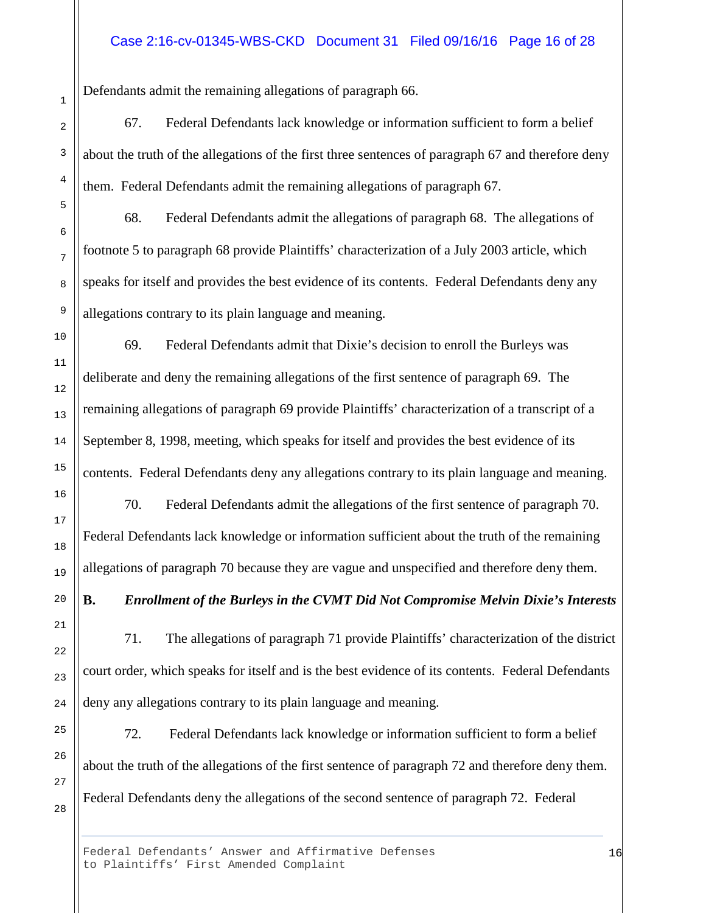Defendants admit the remaining allegations of paragraph 66.

67. Federal Defendants lack knowledge or information sufficient to form a belief about the truth of the allegations of the first three sentences of paragraph 67 and therefore deny them. Federal Defendants admit the remaining allegations of paragraph 67.

68. Federal Defendants admit the allegations of paragraph 68. The allegations of footnote 5 to paragraph 68 provide Plaintiffs' characterization of a July 2003 article, which speaks for itself and provides the best evidence of its contents. Federal Defendants deny any allegations contrary to its plain language and meaning.

69. Federal Defendants admit that Dixie's decision to enroll the Burleys was deliberate and deny the remaining allegations of the first sentence of paragraph 69. The remaining allegations of paragraph 69 provide Plaintiffs' characterization of a transcript of a September 8, 1998, meeting, which speaks for itself and provides the best evidence of its contents. Federal Defendants deny any allegations contrary to its plain language and meaning.

70. Federal Defendants admit the allegations of the first sentence of paragraph 70. Federal Defendants lack knowledge or information sufficient about the truth of the remaining allegations of paragraph 70 because they are vague and unspecified and therefore deny them.

**B. *Enrollment of the Burleys in the CVMT Did Not Compromise Melvin Dixie's Interests***

71. The allegations of paragraph 71 provide Plaintiffs' characterization of the district court order, which speaks for itself and is the best evidence of its contents. Federal Defendants deny any allegations contrary to its plain language and meaning.

72. Federal Defendants lack knowledge or information sufficient to form a belief about the truth of the allegations of the first sentence of paragraph 72 and therefore deny them. Federal Defendants deny the allegations of the second sentence of paragraph 72. Federal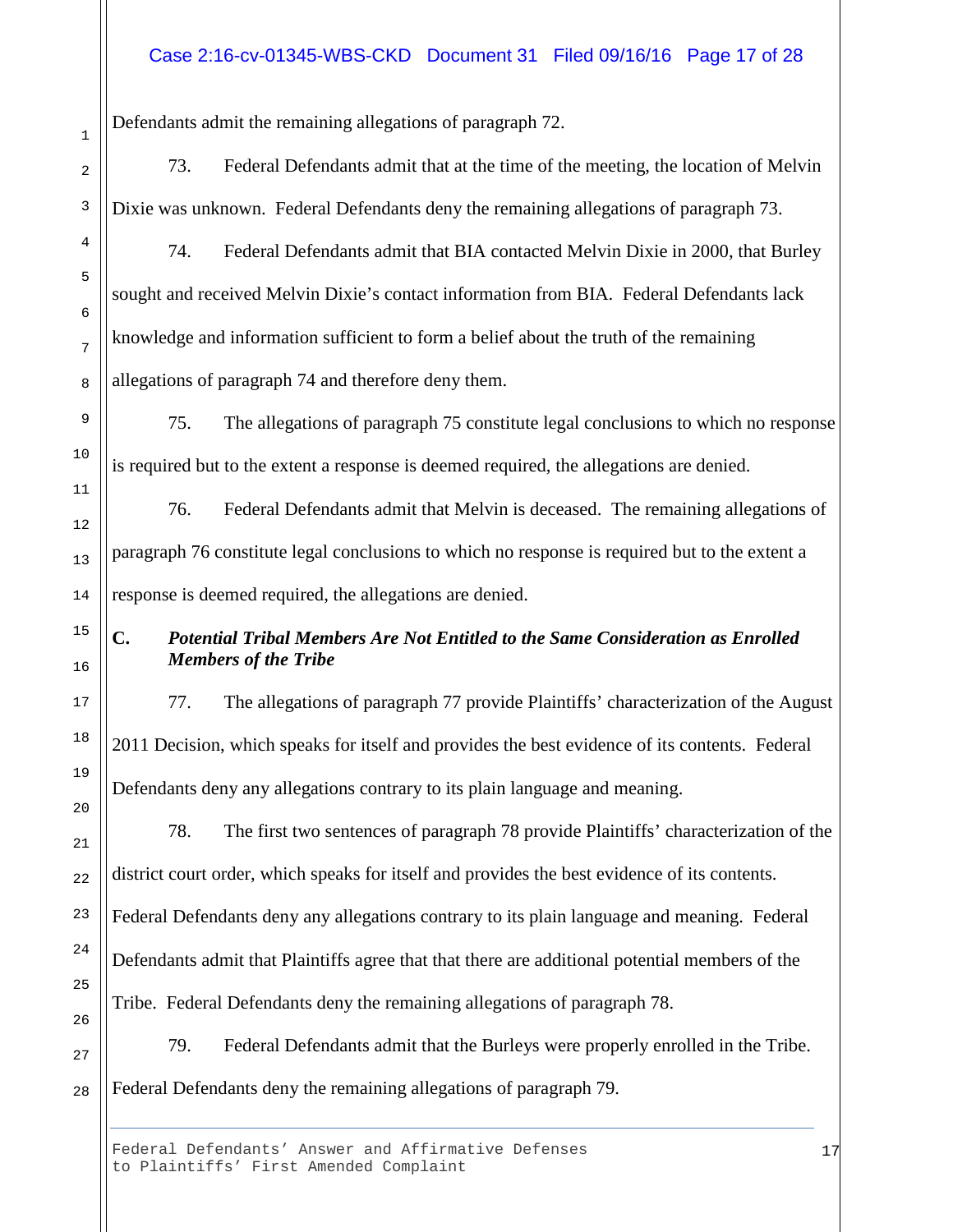Defendants admit the remaining allegations of paragraph 72.

73. Federal Defendants admit that at the time of the meeting, the location of Melvin Dixie was unknown. Federal Defendants deny the remaining allegations of paragraph 73.

74. Federal Defendants admit that BIA contacted Melvin Dixie in 2000, that Burley sought and received Melvin Dixie's contact information from BIA. Federal Defendants lack knowledge and information sufficient to form a belief about the truth of the remaining allegations of paragraph 74 and therefore deny them.

75. The allegations of paragraph 75 constitute legal conclusions to which no response is required but to the extent a response is deemed required, the allegations are denied.

76. Federal Defendants admit that Melvin is deceased. The remaining allegations of paragraph 76 constitute legal conclusions to which no response is required but to the extent a response is deemed required, the allegations are denied.

### C. *Potential Tribal Members Are Not Entitled to the Same Consideration as Enrolled Members of the Tribe*

77. The allegations of paragraph 77 provide Plaintiffs' characterization of the August 2011 Decision, which speaks for itself and provides the best evidence of its contents. Federal Defendants deny any allegations contrary to its plain language and meaning.

78. The first two sentences of paragraph 78 provide Plaintiffs' characterization of the district court order, which speaks for itself and provides the best evidence of its contents. Federal Defendants deny any allegations contrary to its plain language and meaning. Federal Defendants admit that Plaintiffs agree that that there are additional potential members of the Tribe. Federal Defendants deny the remaining allegations of paragraph 78.

79. Federal Defendants admit that the Burleys were properly enrolled in the Tribe. Federal Defendants deny the remaining allegations of paragraph 79.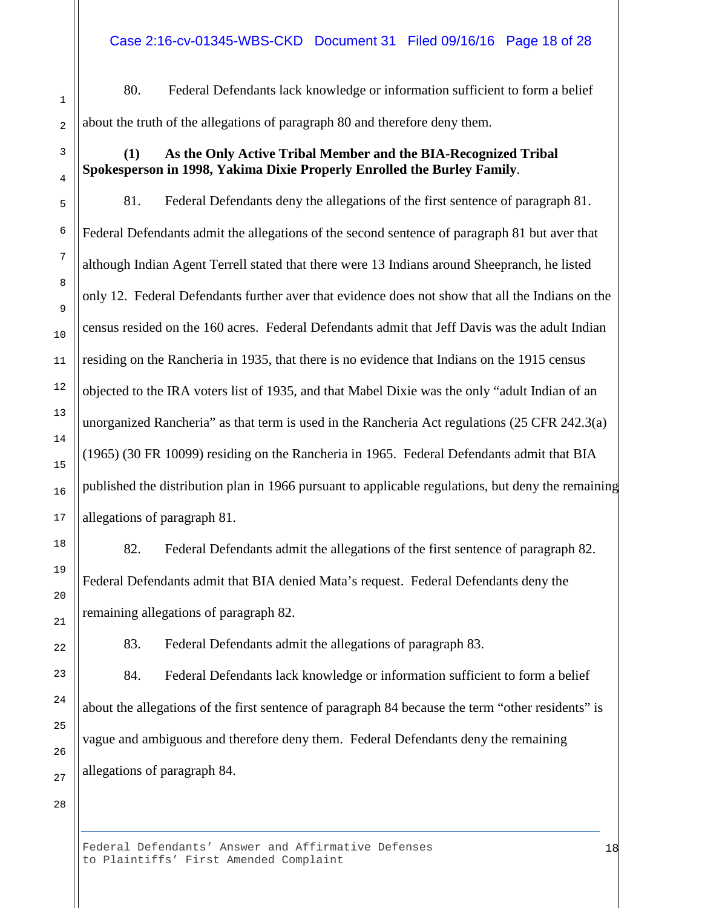80. Federal Defendants lack knowledge or information sufficient to form a belief about the truth of the allegations of paragraph 80 and therefore deny them.

**(1) As the Only Active Tribal Member and the BIA-Recognized Tribal Spokesperson in 1998, Yakima Dixie Properly Enrolled the Burley Family**.

81. Federal Defendants deny the allegations of the first sentence of paragraph 81. Federal Defendants admit the allegations of the second sentence of paragraph 81 but aver that although Indian Agent Terrell stated that there were 13 Indians around Sheepranch, he listed only 12. Federal Defendants further aver that evidence does not show that all the Indians on the census resided on the 160 acres. Federal Defendants admit that Jeff Davis was the adult Indian residing on the Rancheria in 1935, that there is no evidence that Indians on the 1915 census objected to the IRA voters list of 1935, and that Mabel Dixie was the only "adult Indian of an unorganized Rancheria" as that term is used in the Rancheria Act regulations (25 CFR 242.3(a) (1965) (30 FR 10099) residing on the Rancheria in 1965. Federal Defendants admit that BIA published the distribution plan in 1966 pursuant to applicable regulations, but deny the remaining allegations of paragraph 81.

82. Federal Defendants admit the allegations of the first sentence of paragraph 82. Federal Defendants admit that BIA denied Mata's request. Federal Defendants deny the remaining allegations of paragraph 82.

83. Federal Defendants admit the allegations of paragraph 83.

84. Federal Defendants lack knowledge or information sufficient to form a belief about the allegations of the first sentence of paragraph 84 because the term "other residents" is vague and ambiguous and therefore deny them. Federal Defendants deny the remaining allegations of paragraph 84.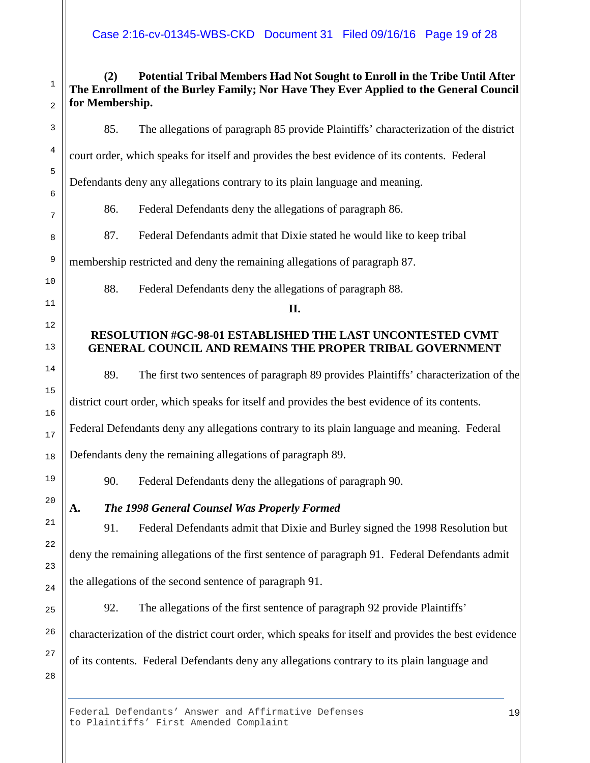**(2) Potential Tribal Members Had Not Sought to Enroll in the Tribe Until After The Enrollment of the Burley Family; Nor Have They Ever Applied to the General Council for Membership.**

85. The allegations of paragraph 85 provide Plaintiffs' characterization of the district court order, which speaks for itself and provides the best evidence of its contents. Federal Defendants deny any allegations contrary to its plain language and meaning.

86. Federal Defendants deny the allegations of paragraph 86.

87. Federal Defendants admit that Dixie stated he would like to keep tribal membership restricted and deny the remaining allegations of paragraph 87.

88. Federal Defendants deny the allegations of paragraph 88.

## II.

## RESOLUTION #GC-98-01 ESTABLISHED THE LAST UNCONTESTED CVMT GENERAL COUNCIL AND REMAINS THE PROPER TRIBAL GOVERNMENT

89. The first two sentences of paragraph 89 provides Plaintiffs' characterization of the district court order, which speaks for itself and provides the best evidence of its contents. Federal Defendants deny any allegations contrary to its plain language and meaning. Federal Defendants deny the remaining allegations of paragraph 89.

90. Federal Defendants deny the allegations of paragraph 90.

### A. *The 1998 General Counsel Was Properly Formed*

91. Federal Defendants admit that Dixie and Burley signed the 1998 Resolution but deny the remaining allegations of the first sentence of paragraph 91. Federal Defendants admit the allegations of the second sentence of paragraph 91.

92. The allegations of the first sentence of paragraph 92 provide Plaintiffs' characterization of the district court order, which speaks for itself and provides the best evidence of its contents. Federal Defendants deny any allegations contrary to its plain language and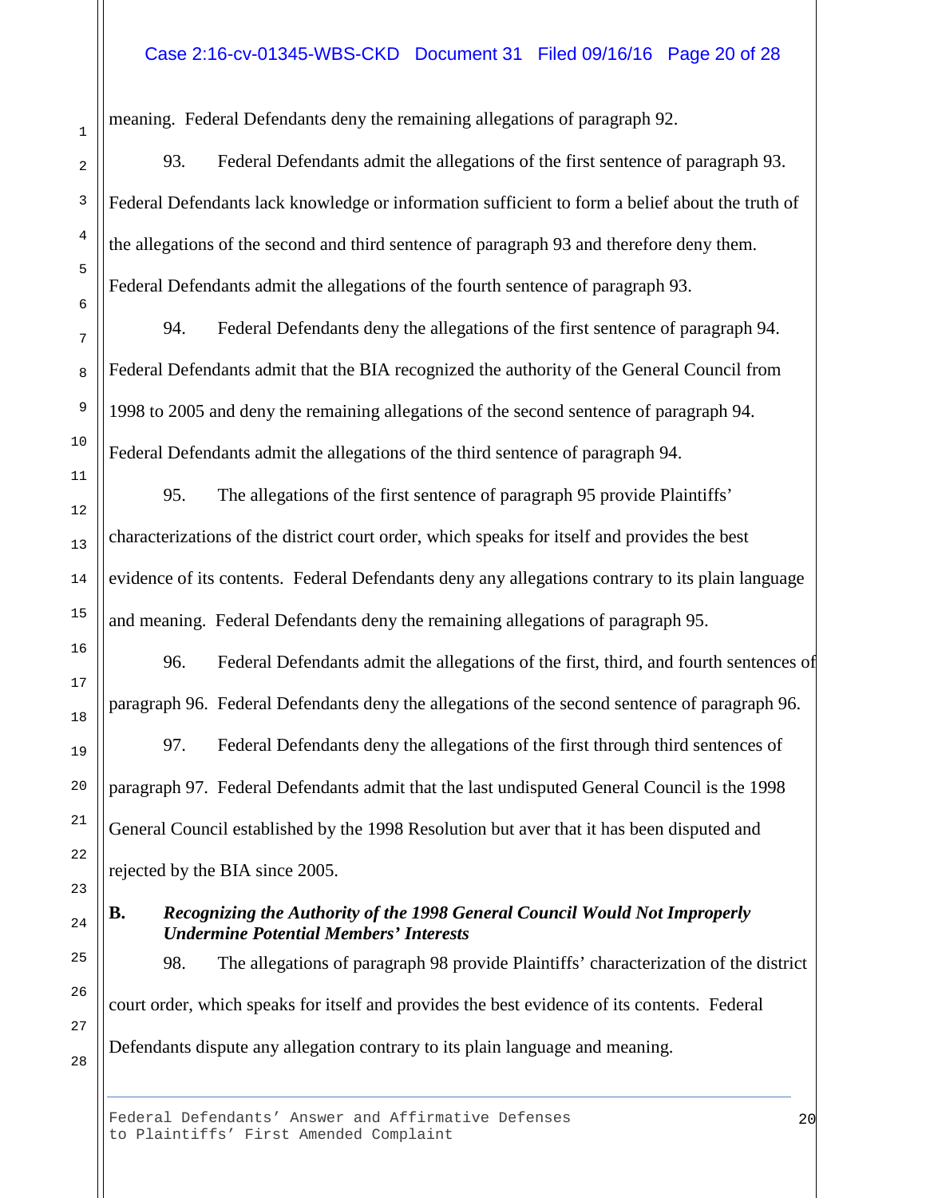meaning. Federal Defendants deny the remaining allegations of paragraph 92.

93. Federal Defendants admit the allegations of the first sentence of paragraph 93. Federal Defendants lack knowledge or information sufficient to form a belief about the truth of the allegations of the second and third sentence of paragraph 93 and therefore deny them. Federal Defendants admit the allegations of the fourth sentence of paragraph 93.

94. Federal Defendants deny the allegations of the first sentence of paragraph 94. Federal Defendants admit that the BIA recognized the authority of the General Council from 1998 to 2005 and deny the remaining allegations of the second sentence of paragraph 94. Federal Defendants admit the allegations of the third sentence of paragraph 94.

95. The allegations of the first sentence of paragraph 95 provide Plaintiffs' characterizations of the district court order, which speaks for itself and provides the best evidence of its contents. Federal Defendants deny any allegations contrary to its plain language and meaning. Federal Defendants deny the remaining allegations of paragraph 95.

96. Federal Defendants admit the allegations of the first, third, and fourth sentences of paragraph 96. Federal Defendants deny the allegations of the second sentence of paragraph 96.

97. Federal Defendants deny the allegations of the first through third sentences of paragraph 97. Federal Defendants admit that the last undisputed General Council is the 1998 General Council established by the 1998 Resolution but aver that it has been disputed and rejected by the BIA since 2005.

**B. *Recognizing the Authority of the 1998 General Council Would Not Improperly Undermine Potential Members' Interests***

98. The allegations of paragraph 98 provide Plaintiffs' characterization of the district court order, which speaks for itself and provides the best evidence of its contents. Federal Defendants dispute any allegation contrary to its plain language and meaning.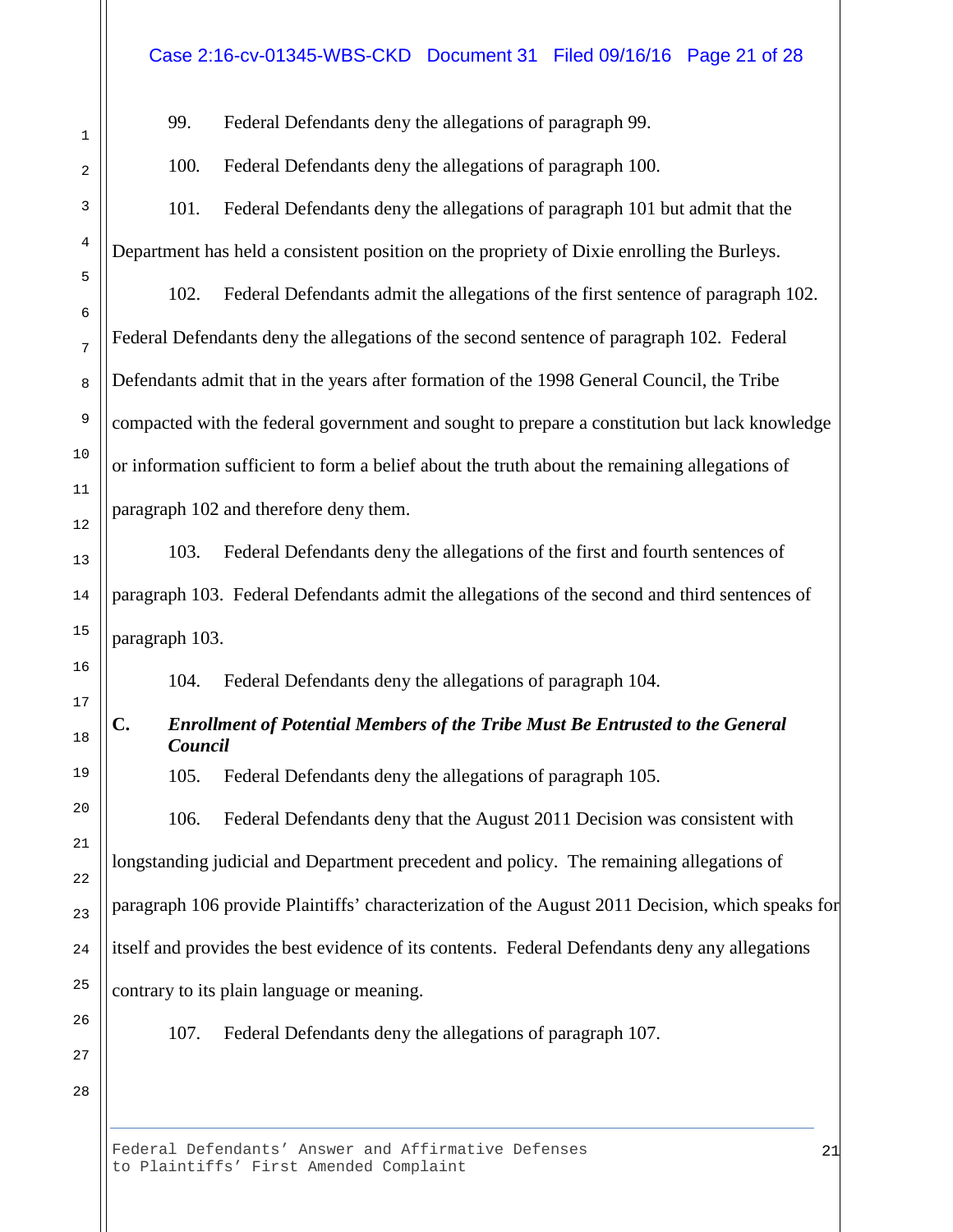99. Federal Defendants deny the allegations of paragraph 99.

100. Federal Defendants deny the allegations of paragraph 100.

101. Federal Defendants deny the allegations of paragraph 101 but admit that the Department has held a consistent position on the propriety of Dixie enrolling the Burleys.

102. Federal Defendants admit the allegations of the first sentence of paragraph 102. Federal Defendants deny the allegations of the second sentence of paragraph 102. Federal Defendants admit that in the years after formation of the 1998 General Council, the Tribe compacted with the federal government and sought to prepare a constitution but lack knowledge or information sufficient to form a belief about the truth about the remaining allegations of paragraph 102 and therefore deny them.

103. Federal Defendants deny the allegations of the first and fourth sentences of paragraph 103. Federal Defendants admit the allegations of the second and third sentences of paragraph 103.

104. Federal Defendants deny the allegations of paragraph 104.

### C. *Enrollment of Potential Members of the Tribe Must Be Entrusted to the General Council*

105. Federal Defendants deny the allegations of paragraph 105.

106. Federal Defendants deny that the August 2011 Decision was consistent with longstanding judicial and Department precedent and policy. The remaining allegations of paragraph 106 provide Plaintiffs' characterization of the August 2011 Decision, which speaks for itself and provides the best evidence of its contents. Federal Defendants deny any allegations contrary to its plain language or meaning.

107. Federal Defendants deny the allegations of paragraph 107.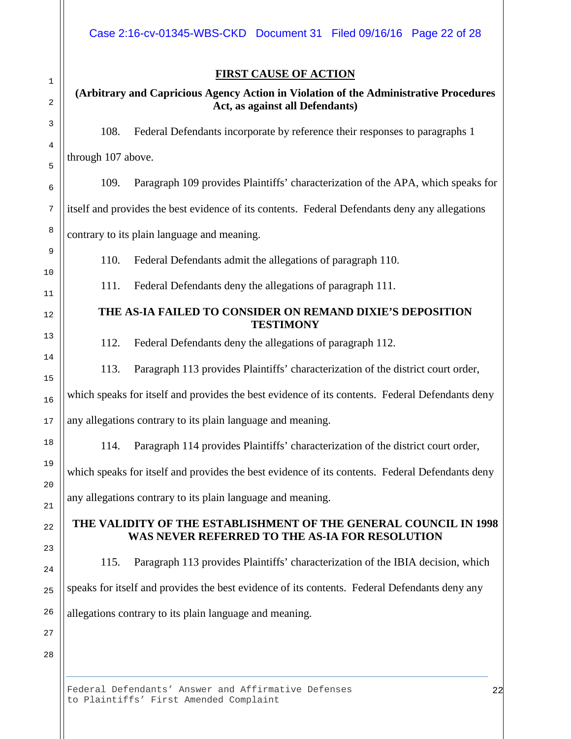## FIRST CAUSE OF ACTION

**(Arbitrary and Capricious Agency Action in Violation of the Administrative Procedures Act, as against all Defendants)**

108. Federal Defendants incorporate by reference their responses to paragraphs 1 through 107 above.

109. Paragraph 109 provides Plaintiffs' characterization of the APA, which speaks for itself and provides the best evidence of its contents. Federal Defendants deny any allegations contrary to its plain language and meaning.

110. Federal Defendants admit the allegations of paragraph 110.

111. Federal Defendants deny the allegations of paragraph 111.

**THE AS-IA FAILED TO CONSIDER ON REMAND DIXIE'S DEPOSITION TESTIMONY**

112. Federal Defendants deny the allegations of paragraph 112.

113. Paragraph 113 provides Plaintiffs' characterization of the district court order, which speaks for itself and provides the best evidence of its contents. Federal Defendants deny any allegations contrary to its plain language and meaning.

114. Paragraph 114 provides Plaintiffs' characterization of the district court order, which speaks for itself and provides the best evidence of its contents. Federal Defendants deny any allegations contrary to its plain language and meaning.

**THE VALIDITY OF THE ESTABLISHMENT OF THE GENERAL COUNCIL IN 1998 WAS NEVER REFERRED TO THE AS-IA FOR RESOLUTION**

115. Paragraph 113 provides Plaintiffs' characterization of the IBIA decision, which speaks for itself and provides the best evidence of its contents. Federal Defendants deny any allegations contrary to its plain language and meaning.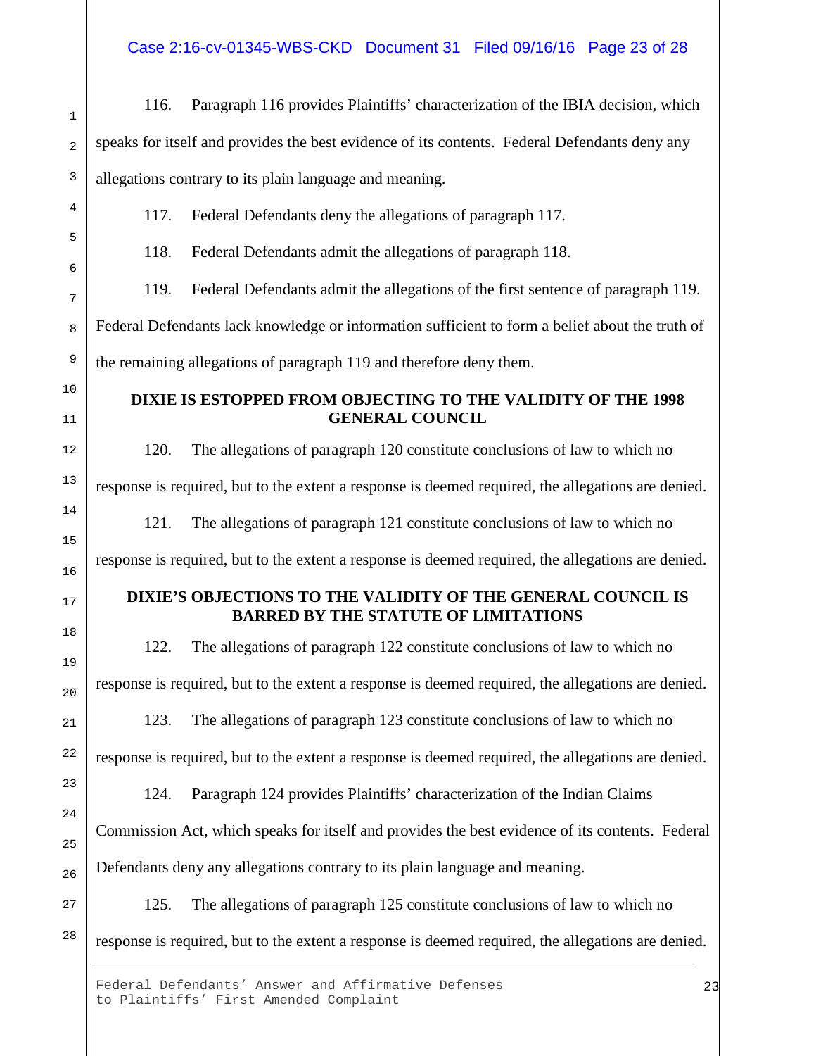116. Paragraph 116 provides Plaintiffs' characterization of the IBIA decision, which speaks for itself and provides the best evidence of its contents. Federal Defendants deny any allegations contrary to its plain language and meaning.

117. Federal Defendants deny the allegations of paragraph 117.

118. Federal Defendants admit the allegations of paragraph 118.

119. Federal Defendants admit the allegations of the first sentence of paragraph 119. Federal Defendants lack knowledge or information sufficient to form a belief about the truth of the remaining allegations of paragraph 119 and therefore deny them.

**DIXIE IS ESTOPPED FROM OBJECTING TO THE VALIDITY OF THE 1998 GENERAL COUNCIL**

120. The allegations of paragraph 120 constitute conclusions of law to which no response is required, but to the extent a response is deemed required, the allegations are denied.

121. The allegations of paragraph 121 constitute conclusions of law to which no response is required, but to the extent a response is deemed required, the allegations are denied.

**DIXIE'S OBJECTIONS TO THE VALIDITY OF THE GENERAL COUNCIL IS BARRED BY THE STATUTE OF LIMITATIONS**

122. The allegations of paragraph 122 constitute conclusions of law to which no response is required, but to the extent a response is deemed required, the allegations are denied.

123. The allegations of paragraph 123 constitute conclusions of law to which no response is required, but to the extent a response is deemed required, the allegations are denied.

124. Paragraph 124 provides Plaintiffs' characterization of the Indian Claims Commission Act, which speaks for itself and provides the best evidence of its contents. Federal Defendants deny any allegations contrary to its plain language and meaning.

125. The allegations of paragraph 125 constitute conclusions of law to which no response is required, but to the extent a response is deemed required, the allegations are denied.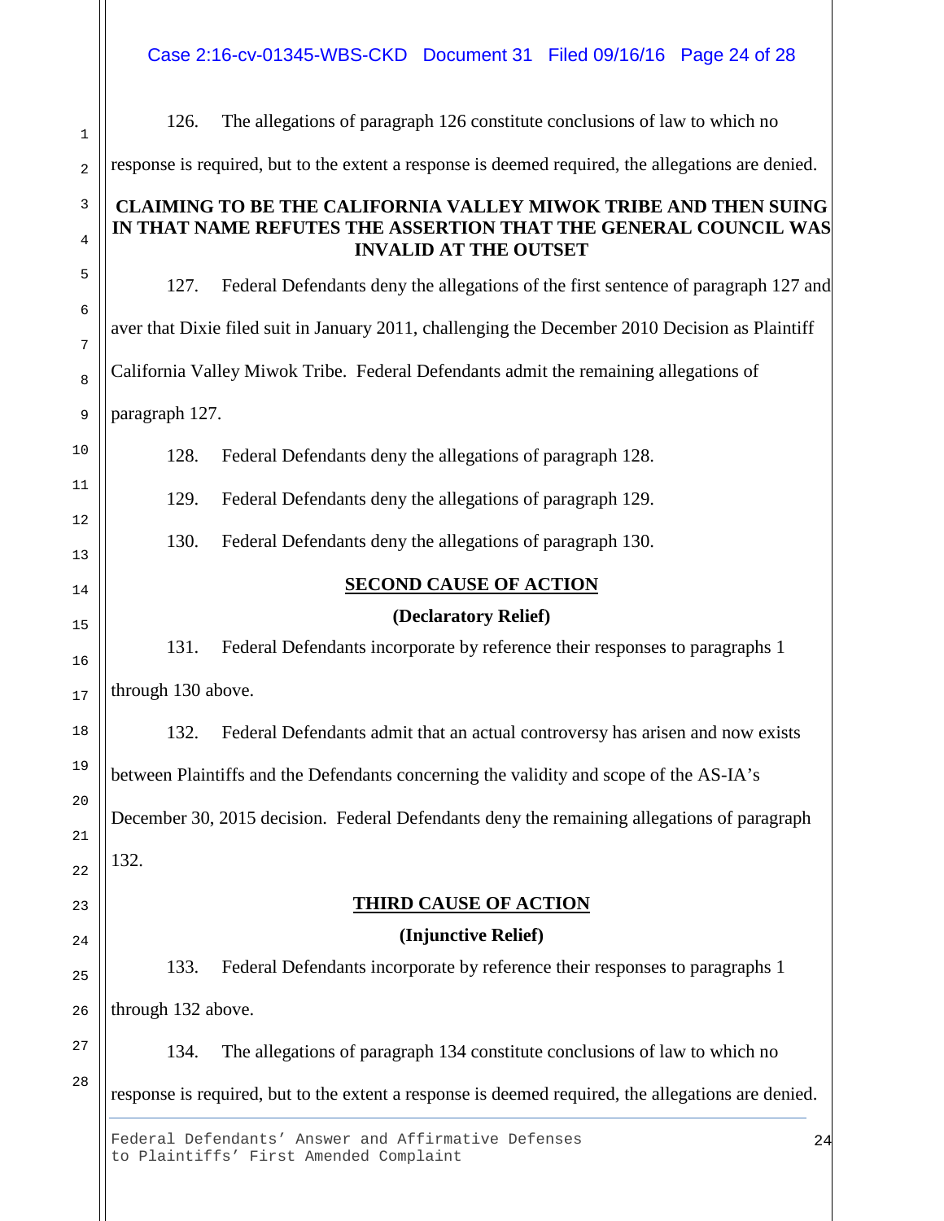126. The allegations of paragraph 126 constitute conclusions of law to which no response is required, but to the extent a response is deemed required, the allegations are denied.

**CLAIMING TO BE THE CALIFORNIA VALLEY MIWOK TRIBE AND THEN SUING IN THAT NAME REFUTES THE ASSERTION THAT THE GENERAL COUNCIL WAS INVALID AT THE OUTSET**

127. Federal Defendants deny the allegations of the first sentence of paragraph 127 and aver that Dixie filed suit in January 2011, challenging the December 2010 Decision as Plaintiff California Valley Miwok Tribe. Federal Defendants admit the remaining allegations of paragraph 127.

128. Federal Defendants deny the allegations of paragraph 128.

129. Federal Defendants deny the allegations of paragraph 129.

130. Federal Defendants deny the allegations of paragraph 130.

## SECOND CAUSE OF ACTION

**(Declaratory Relief)**

131. Federal Defendants incorporate by reference their responses to paragraphs 1 through 130 above.

132. Federal Defendants admit that an actual controversy has arisen and now exists between Plaintiffs and the Defendants concerning the validity and scope of the AS-IA's December 30, 2015 decision. Federal Defendants deny the remaining allegations of paragraph 132.

## THIRD CAUSE OF ACTION

**(Injunctive Relief)**

133. Federal Defendants incorporate by reference their responses to paragraphs 1 through 132 above.

134. The allegations of paragraph 134 constitute conclusions of law to which no response is required, but to the extent a response is deemed required, the allegations are denied.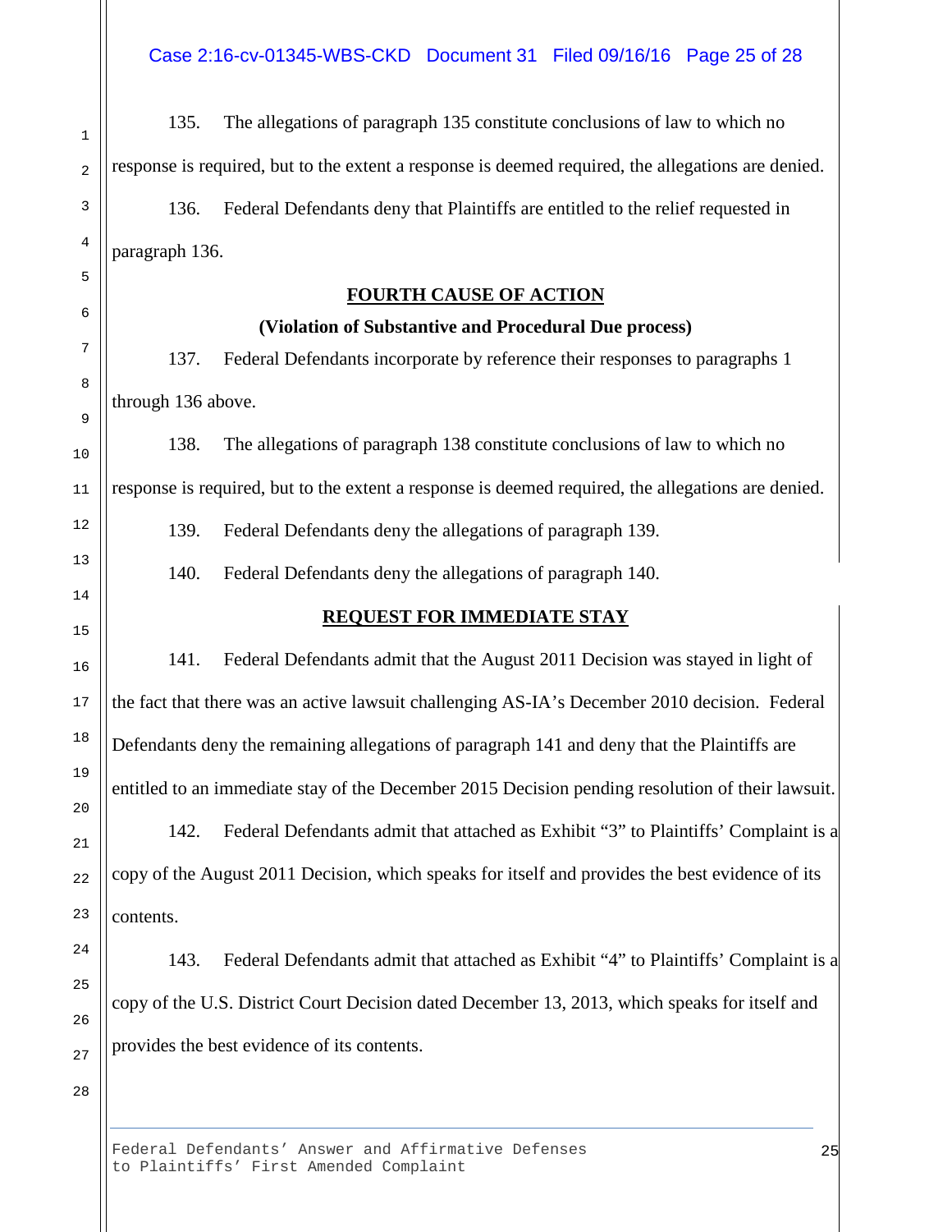135. The allegations of paragraph 135 constitute conclusions of law to which no response is required, but to the extent a response is deemed required, the allegations are denied.

136. Federal Defendants deny that Plaintiffs are entitled to the relief requested in paragraph 136.

## FOURTH CAUSE OF ACTION

**(Violation of Substantive and Procedural Due process)**

137. Federal Defendants incorporate by reference their responses to paragraphs 1 through 136 above.

138. The allegations of paragraph 138 constitute conclusions of law to which no response is required, but to the extent a response is deemed required, the allegations are denied.

139. Federal Defendants deny the allegations of paragraph 139.

140. Federal Defendants deny the allegations of paragraph 140.

## REQUEST FOR IMMEDIATE STAY

141. Federal Defendants admit that the August 2011 Decision was stayed in light of the fact that there was an active lawsuit challenging AS-IA's December 2010 decision. Federal Defendants deny the remaining allegations of paragraph 141 and deny that the Plaintiffs are entitled to an immediate stay of the December 2015 Decision pending resolution of their lawsuit.

142. Federal Defendants admit that attached as Exhibit "3" to Plaintiffs' Complaint is a copy of the August 2011 Decision, which speaks for itself and provides the best evidence of its contents.

143. Federal Defendants admit that attached as Exhibit "4" to Plaintiffs' Complaint is a copy of the U.S. District Court Decision dated December 13, 2013, which speaks for itself and provides the best evidence of its contents.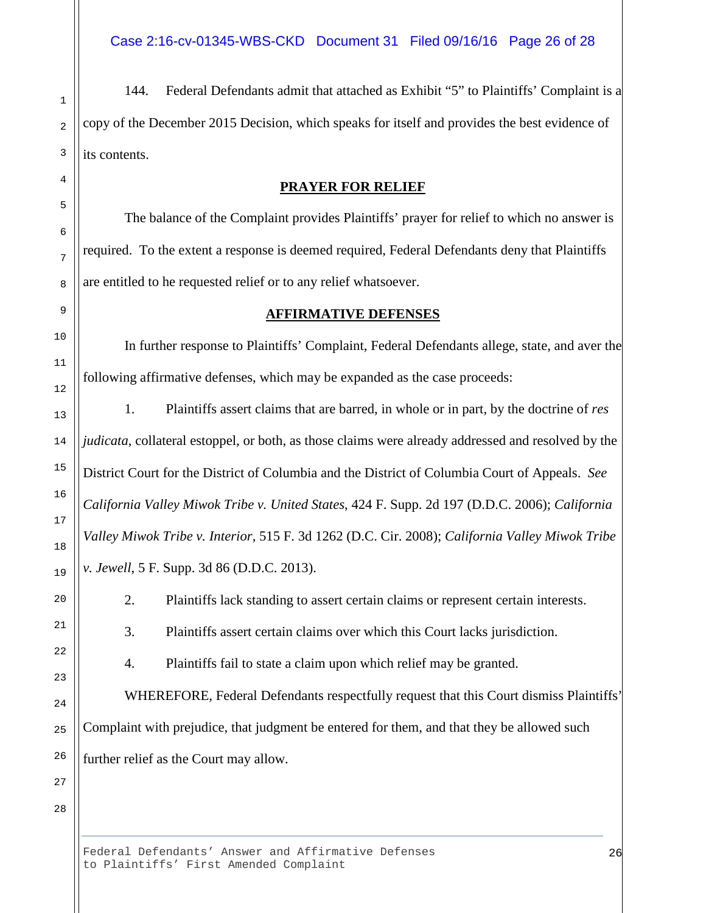144. Federal Defendants admit that attached as Exhibit "5" to Plaintiffs' Complaint is a copy of the December 2015 Decision, which speaks for itself and provides the best evidence of its contents.

## PRAYER FOR RELIEF

The balance of the Complaint provides Plaintiffs' prayer for relief to which no answer is required. To the extent a response is deemed required, Federal Defendants deny that Plaintiffs are entitled to he requested relief or to any relief whatsoever.

## AFFIRMATIVE DEFENSES

In further response to Plaintiffs' Complaint, Federal Defendants allege, state, and aver the following affirmative defenses, which may be expanded as the case proceeds:

1. Plaintiffs assert claims that are barred, in whole or in part, by the doctrine of *res judicata*, collateral estoppel, or both, as those claims were already addressed and resolved by the District Court for the District of Columbia and the District of Columbia Court of Appeals. *See California Valley Miwok Tribe v. United States*, 424 F. Supp. 2d 197 (D.D.C. 2006); *California Valley Miwok Tribe v. Interior*, 515 F. 3d 1262 (D.C. Cir. 2008); *California Valley Miwok Tribe v. Jewell*, 5 F. Supp. 3d 86 (D.D.C. 2013).

2. Plaintiffs lack standing to assert certain claims or represent certain interests.

3. Plaintiffs assert certain claims over which this Court lacks jurisdiction.

4. Plaintiffs fail to state a claim upon which relief may be granted.

WHEREFORE, Federal Defendants respectfully request that this Court dismiss Plaintiffs' Complaint with prejudice, that judgment be entered for them, and that they be allowed such further relief as the Court may allow.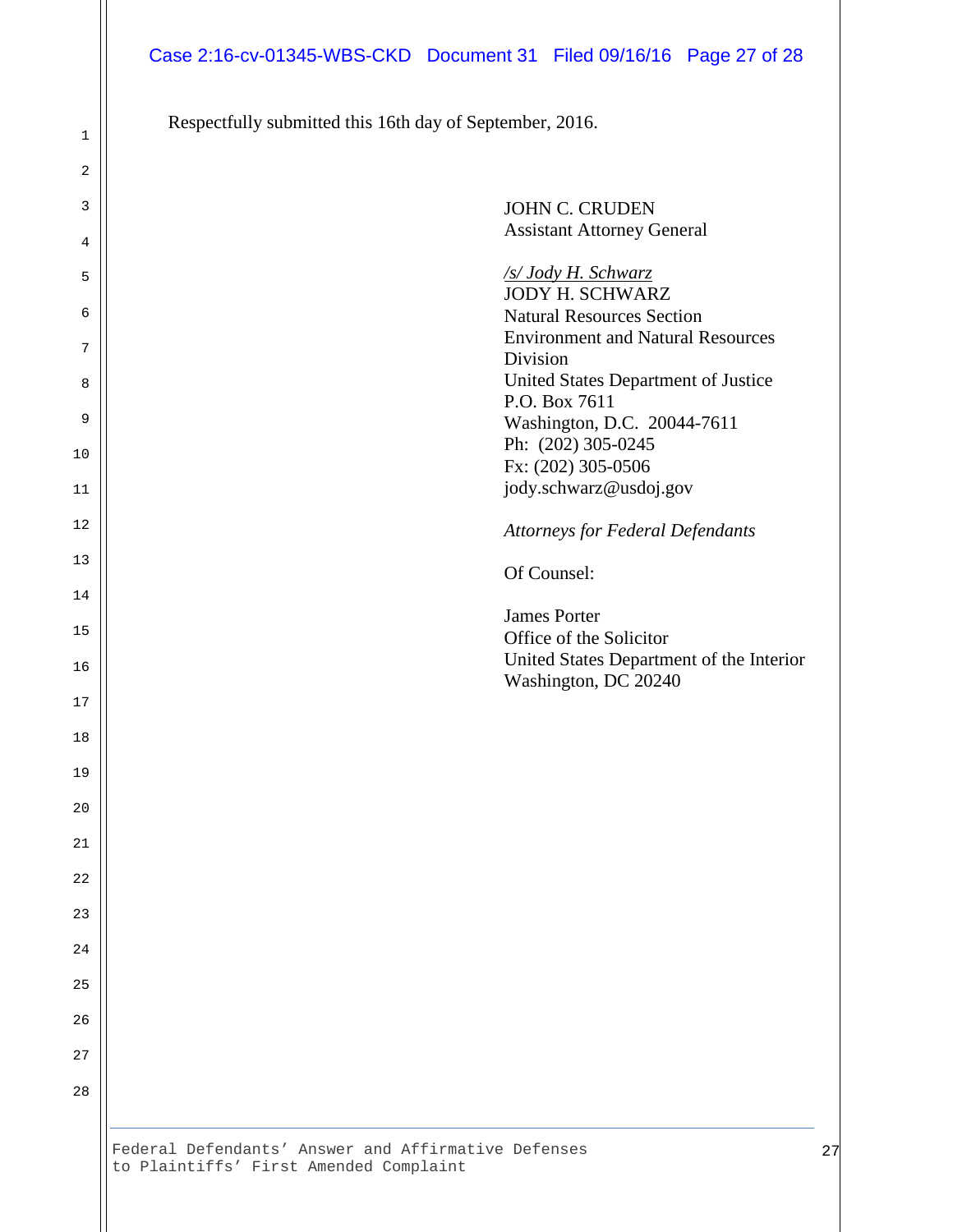Respectfully submitted this 16th day of September, 2016.

JOHN C. CRUDEN
Assistant Attorney General

*/s/ Jody H. Schwarz*
JODY H. SCHWARZ
Natural Resources Section
Environment and Natural Resources Division
United States Department of Justice
P.O. Box 7611
Washington, D.C. 20044-7611
Ph: (202) 305-0245
Fx: (202) 305-0506
jody.schwarz@usdoj.gov

*Attorneys for Federal Defendants*

Of Counsel:

James Porter
Office of the Solicitor
United States Department of the Interior
Washington, DC 20240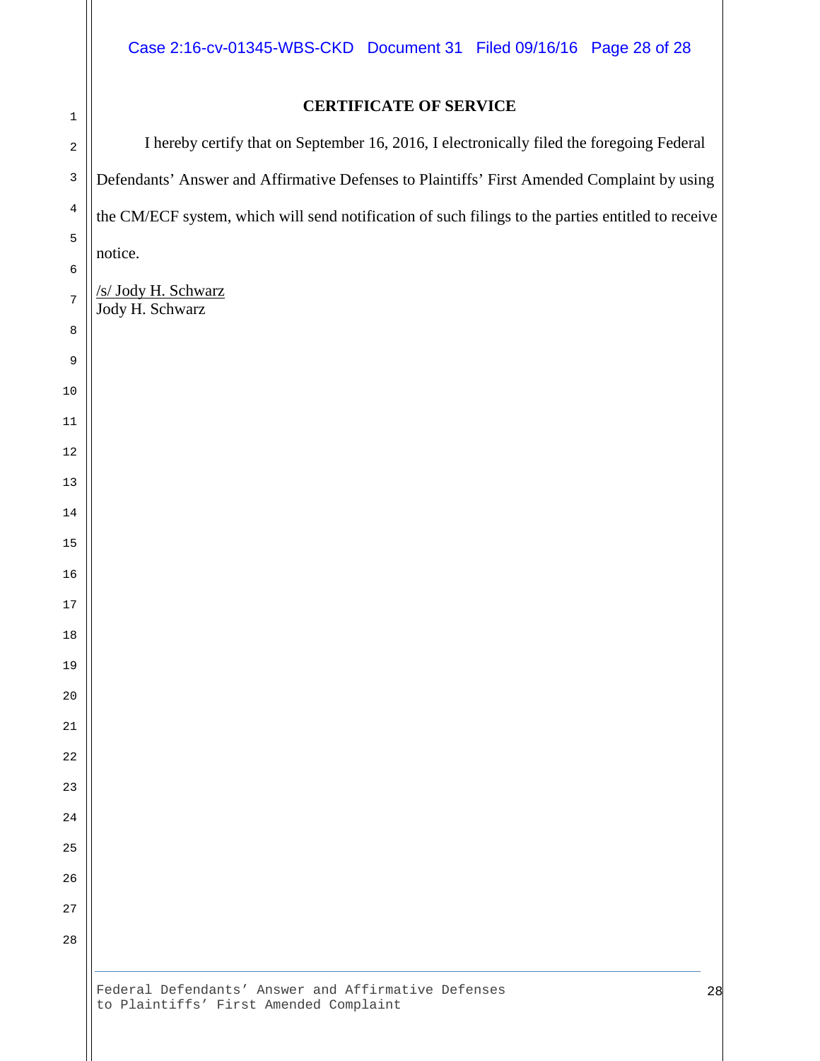## CERTIFICATE OF SERVICE

I hereby certify that on September 16, 2016, I electronically filed the foregoing Federal Defendants' Answer and Affirmative Defenses to Plaintiffs' First Amended Complaint by using the CM/ECF system, which will send notification of such filings to the parties entitled to receive notice.

/s/ Jody H. Schwarz
Jody H. Schwarz